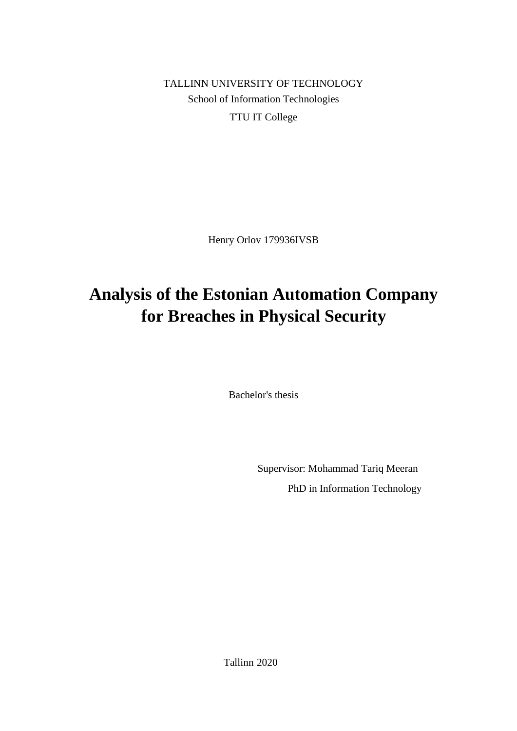TALLINN UNIVERSITY OF TECHNOLOGY

School of Information Technologies

TTU IT College

Henry Orlov 179936IVSB

# Analysis of the Estonian Automation Company for Breaches in Physical Security

Bachelor's thesis

Supervisor: Mohammad Tariq Meeran

PhD in Information Technology

Tallinn 2020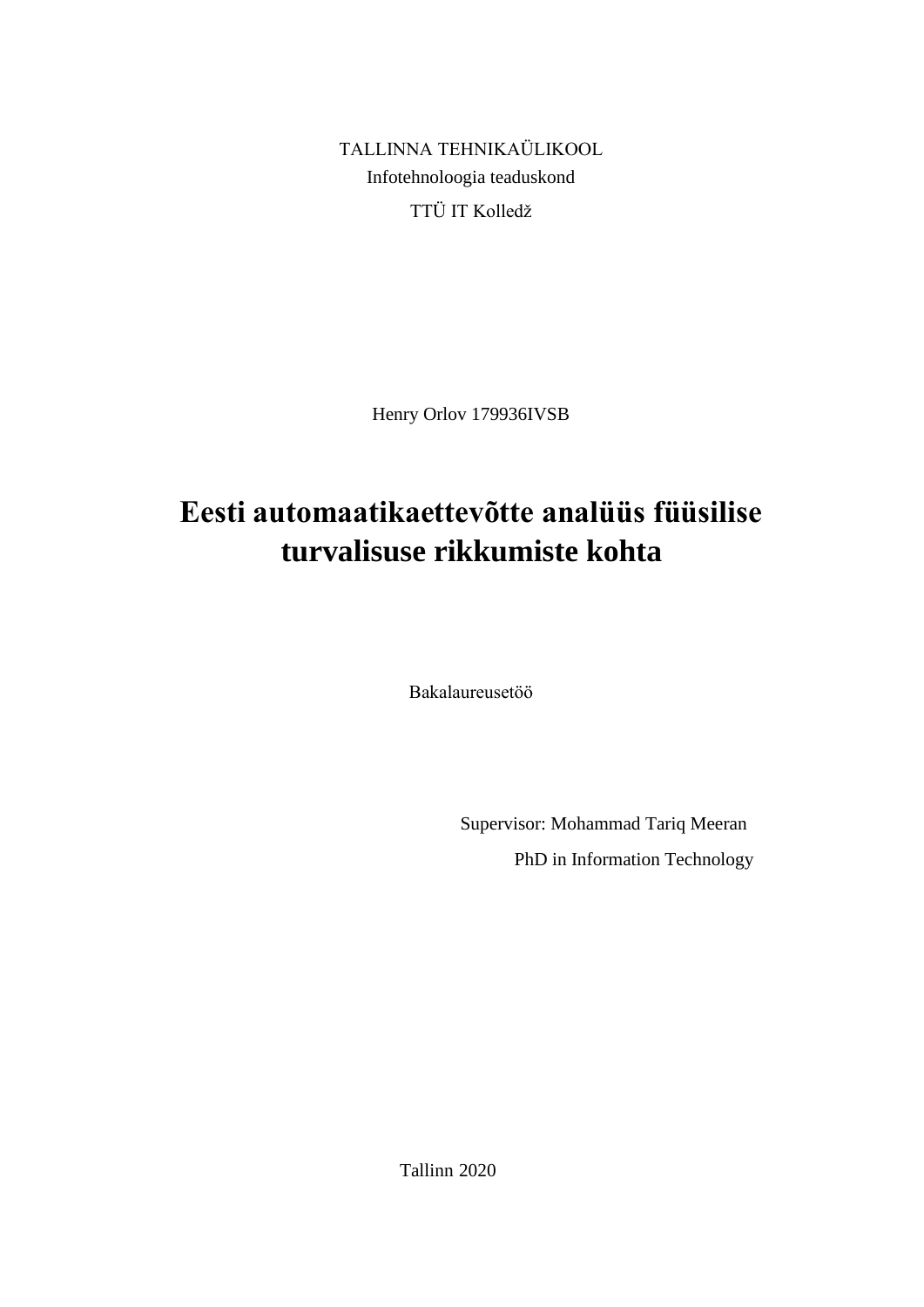TALLINNA TEHNIKAÜLIKOOL

Infotehnoloogia teaduskond

TTÜ IT Kolledž

Henry Orlov 179936IVSB

# Eesti automaatikaettevõtte analüüs füüsilise turvalisuse rikkumiste kohta

Bakalaureusetöö

Supervisor: Mohammad Tariq Meeran

PhD in Information Technology

Tallinn 2020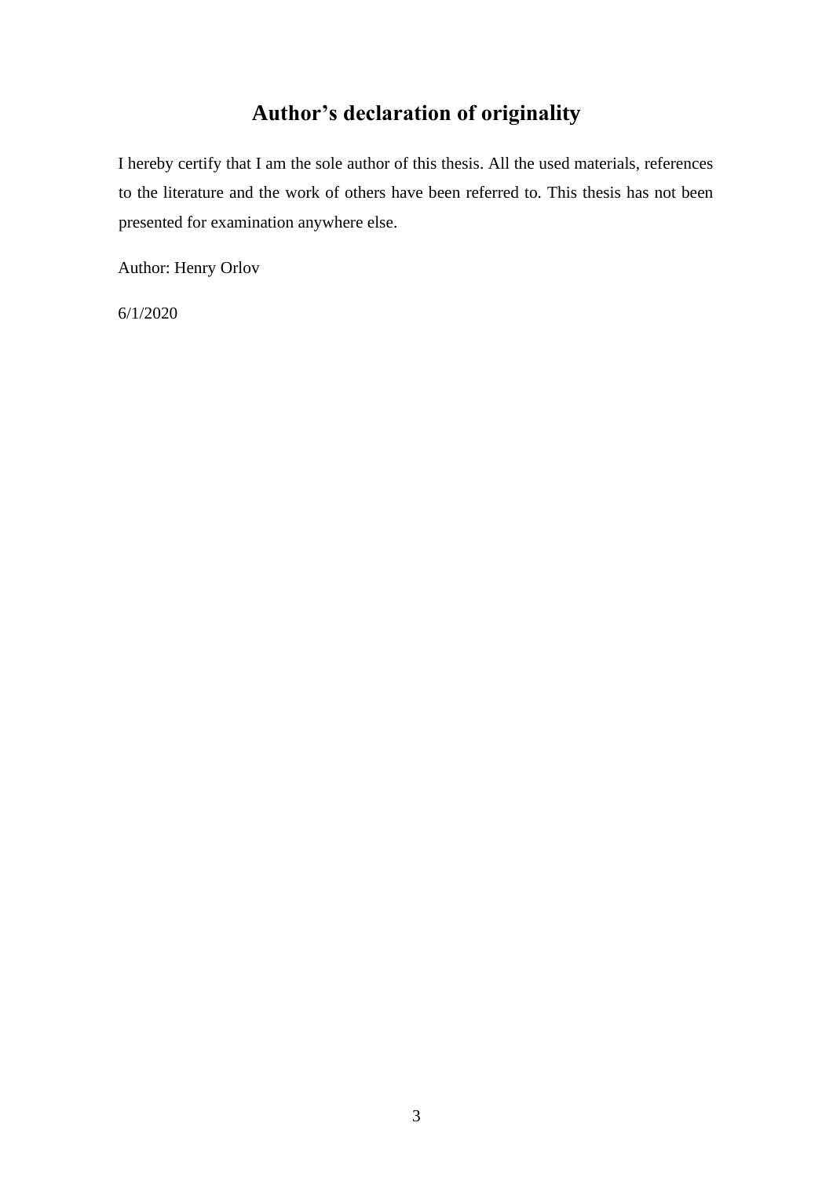# Author's declaration of originality

I hereby certify that I am the sole author of this thesis. All the used materials, references to the literature and the work of others have been referred to. This thesis has not been presented for examination anywhere else.

Author: Henry Orlov

6/1/2020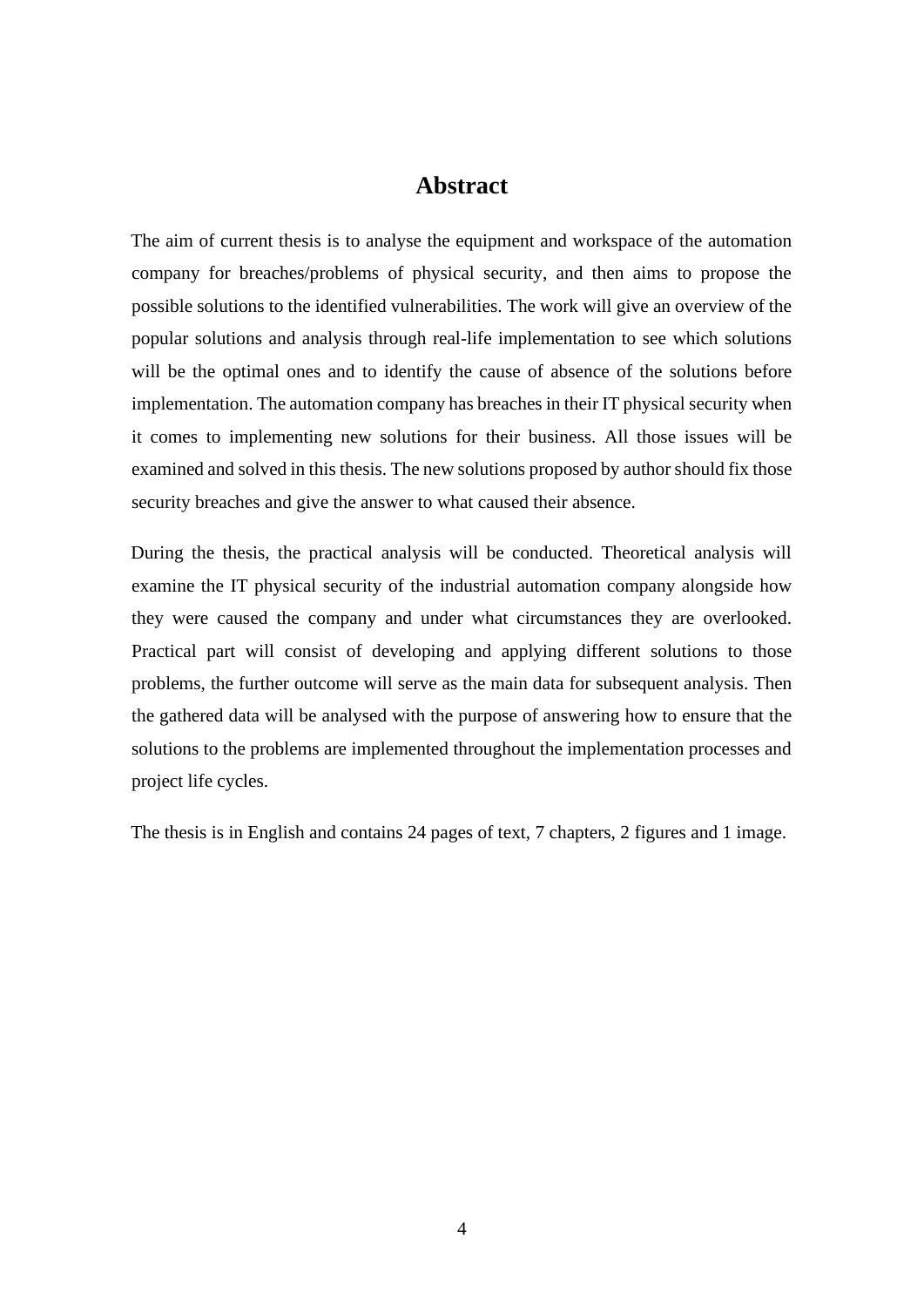# Abstract

The aim of current thesis is to analyse the equipment and workspace of the automation company for breaches/problems of physical security, and then aims to propose the possible solutions to the identified vulnerabilities. The work will give an overview of the popular solutions and analysis through real-life implementation to see which solutions will be the optimal ones and to identify the cause of absence of the solutions before implementation. The automation company has breaches in their IT physical security when it comes to implementing new solutions for their business. All those issues will be examined and solved in this thesis. The new solutions proposed by author should fix those security breaches and give the answer to what caused their absence.

During the thesis, the practical analysis will be conducted. Theoretical analysis will examine the IT physical security of the industrial automation company alongside how they were caused the company and under what circumstances they are overlooked. Practical part will consist of developing and applying different solutions to those problems, the further outcome will serve as the main data for subsequent analysis. Then the gathered data will be analysed with the purpose of answering how to ensure that the solutions to the problems are implemented throughout the implementation processes and project life cycles.

The thesis is in English and contains 24 pages of text, 7 chapters, 2 figures and 1 image.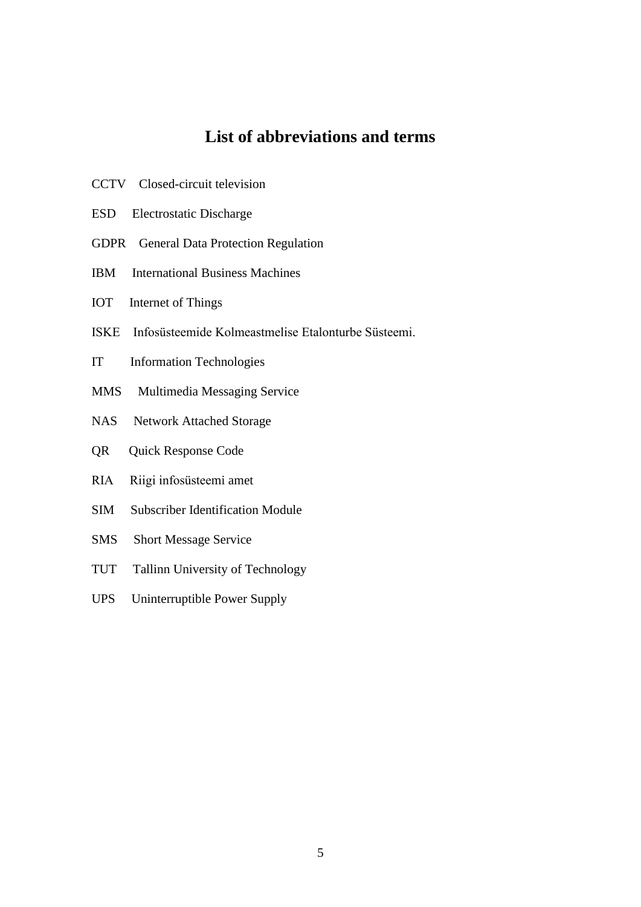# List of abbreviations and terms

| | |
|---|---|
| CCTV | Closed-circuit television |
| ESD | Electrostatic Discharge |
| GDPR | General Data Protection Regulation |
| IBM | International Business Machines |
| IOT | Internet of Things |
| ISKE | Infosüsteemide Kolmeastmelise Etalonturbe Süsteemi. |
| IT | Information Technologies |
| MMS | Multimedia Messaging Service |
| NAS | Network Attached Storage |
| QR | Quick Response Code |
| RIA | Riigi infosüsteemi amet |
| SIM | Subscriber Identification Module |
| SMS | Short Message Service |
| TUT | Tallinn University of Technology |
| UPS | Uninterruptible Power Supply |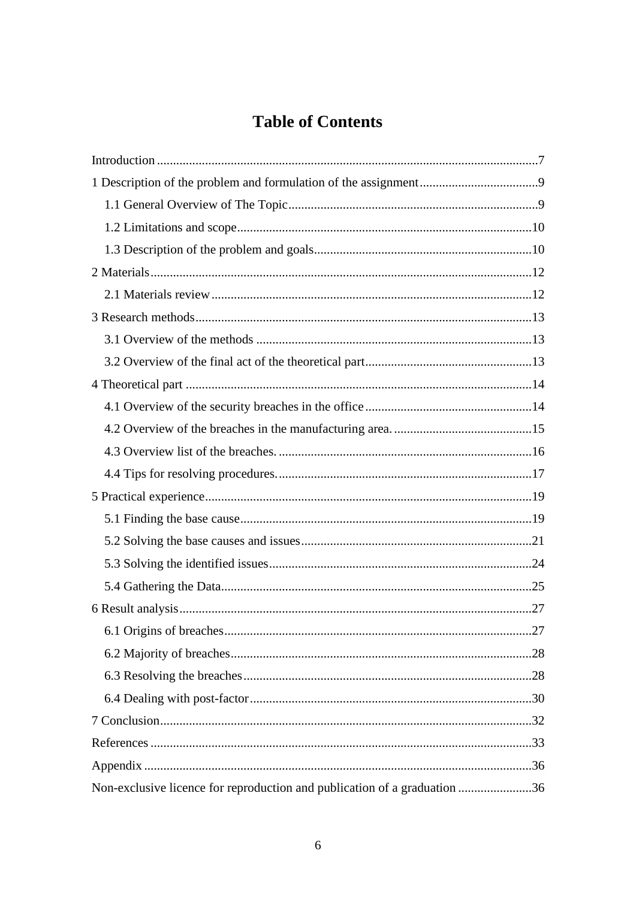# Table of Contents

Introduction .....................................................................................................................7

1 Description of the problem and formulation of the assignment....................................9

  1.1 General Overview of The Topic.............................................................................9

  1.2 Limitations and scope..........................................................................................10

  1.3 Description of the problem and goals..................................................................10

2 Materials......................................................................................................................12

  2.1 Materials review..................................................................................................12

3 Research methods........................................................................................................13

  3.1 Overview of the methods ....................................................................................13

  3.2 Overview of the final act of the theoretical part...................................................13

4 Theoretical part ...........................................................................................................14

  4.1 Overview of the security breaches in the office...................................................14

  4.2 Overview of the breaches in the manufacturing area. ..........................................15

  4.3 Overview list of the breaches. .............................................................................16

  4.4 Tips for resolving procedures...............................................................................17

5 Practical experience.....................................................................................................19

  5.1 Finding the base cause..........................................................................................19

  5.2 Solving the base causes and issues.......................................................................21

  5.3 Solving the identified issues.................................................................................24

  5.4 Gathering the Data................................................................................................25

6 Result analysis.............................................................................................................27

  6.1 Origins of breaches...............................................................................................27

  6.2 Majority of breaches.............................................................................................28

  6.3 Resolving the breaches.........................................................................................28

  6.4 Dealing with post-factor.......................................................................................30

7 Conclusion...................................................................................................................32

References ......................................................................................................................33

Appendix ........................................................................................................................36

Non-exclusive licence for reproduction and publication of a graduation .......................36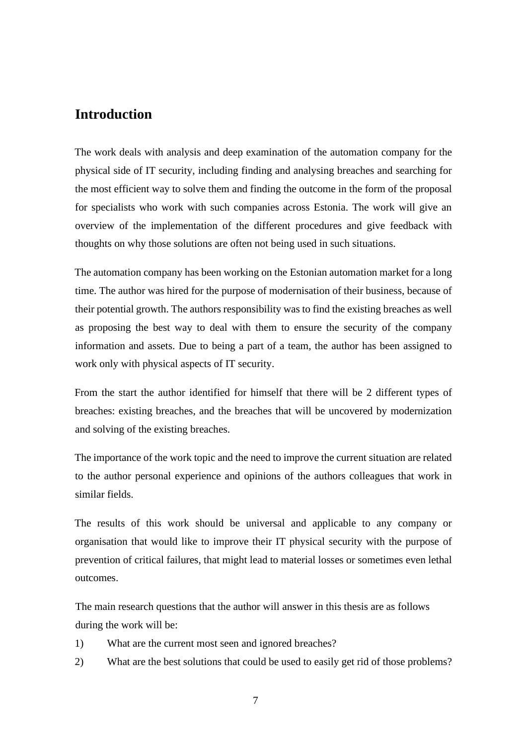# Introduction

The work deals with analysis and deep examination of the automation company for the physical side of IT security, including finding and analysing breaches and searching for the most efficient way to solve them and finding the outcome in the form of the proposal for specialists who work with such companies across Estonia. The work will give an overview of the implementation of the different procedures and give feedback with thoughts on why those solutions are often not being used in such situations.

The automation company has been working on the Estonian automation market for a long time. The author was hired for the purpose of modernisation of their business, because of their potential growth. The authors responsibility was to find the existing breaches as well as proposing the best way to deal with them to ensure the security of the company information and assets. Due to being a part of a team, the author has been assigned to work only with physical aspects of IT security.

From the start the author identified for himself that there will be 2 different types of breaches: existing breaches, and the breaches that will be uncovered by modernization and solving of the existing breaches.

The importance of the work topic and the need to improve the current situation are related to the author personal experience and opinions of the authors colleagues that work in similar fields.

The results of this work should be universal and applicable to any company or organisation that would like to improve their IT physical security with the purpose of prevention of critical failures, that might lead to material losses or sometimes even lethal outcomes.

The main research questions that the author will answer in this thesis are as follows during the work will be:

1) What are the current most seen and ignored breaches?
2) What are the best solutions that could be used to easily get rid of those problems?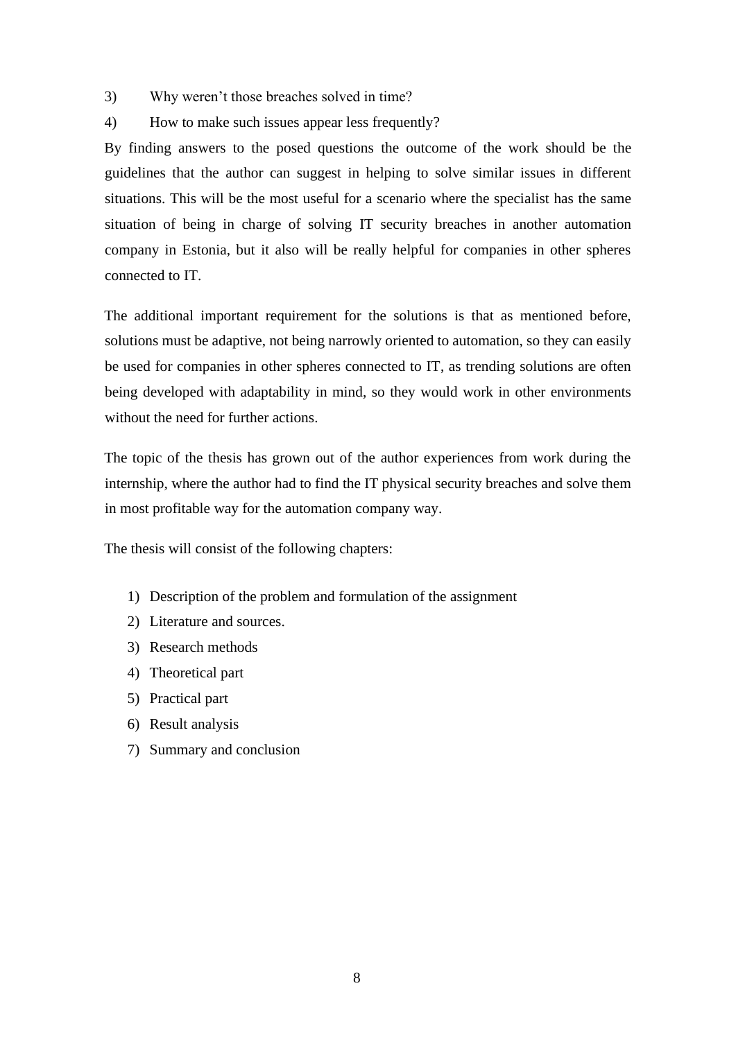3) Why weren’t those breaches solved in time?
4) How to make such issues appear less frequently?

By finding answers to the posed questions the outcome of the work should be the guidelines that the author can suggest in helping to solve similar issues in different situations. This will be the most useful for a scenario where the specialist has the same situation of being in charge of solving IT security breaches in another automation company in Estonia, but it also will be really helpful for companies in other spheres connected to IT.

The additional important requirement for the solutions is that as mentioned before, solutions must be adaptive, not being narrowly oriented to automation, so they can easily be used for companies in other spheres connected to IT, as trending solutions are often being developed with adaptability in mind, so they would work in other environments without the need for further actions.

The topic of the thesis has grown out of the author experiences from work during the internship, where the author had to find the IT physical security breaches and solve them in most profitable way for the automation company way.

The thesis will consist of the following chapters:

1) Description of the problem and formulation of the assignment
2) Literature and sources.
3) Research methods
4) Theoretical part
5) Practical part
6) Result analysis
7) Summary and conclusion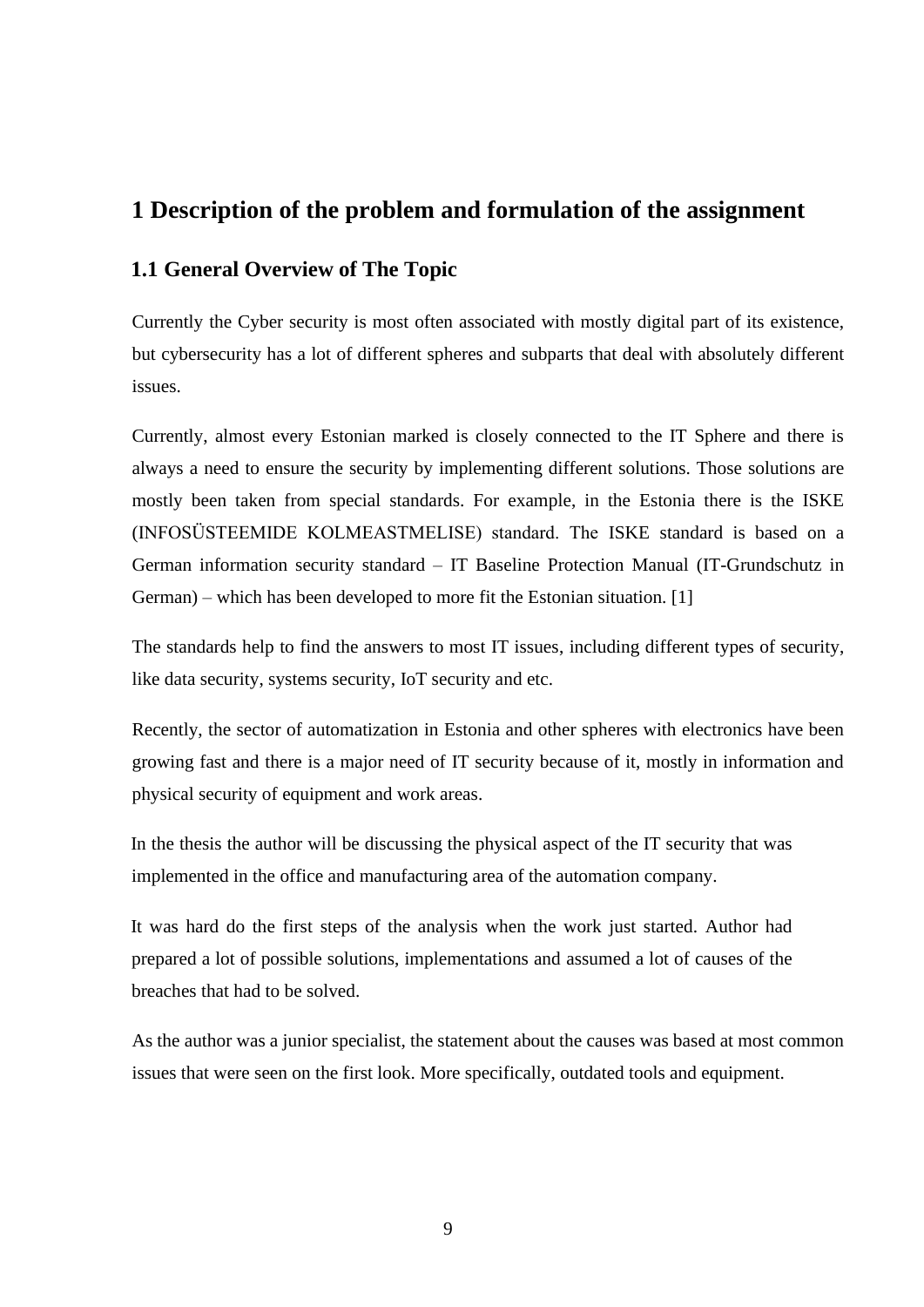# 1 Description of the problem and formulation of the assignment

## 1.1 General Overview of The Topic

Currently the Cyber security is most often associated with mostly digital part of its existence, but cybersecurity has a lot of different spheres and subparts that deal with absolutely different issues.

Currently, almost every Estonian marked is closely connected to the IT Sphere and there is always a need to ensure the security by implementing different solutions. Those solutions are mostly been taken from special standards. For example, in the Estonia there is the ISKE (INFOSÜSTEEMIDE KOLMEASTMELISE) standard. The ISKE standard is based on a German information security standard – IT Baseline Protection Manual (IT-Grundschutz in German) – which has been developed to more fit the Estonian situation. [1]

The standards help to find the answers to most IT issues, including different types of security, like data security, systems security, IoT security and etc.

Recently, the sector of automatization in Estonia and other spheres with electronics have been growing fast and there is a major need of IT security because of it, mostly in information and physical security of equipment and work areas.

In the thesis the author will be discussing the physical aspect of the IT security that was implemented in the office and manufacturing area of the automation company.

It was hard do the first steps of the analysis when the work just started. Author had prepared a lot of possible solutions, implementations and assumed a lot of causes of the breaches that had to be solved.

As the author was a junior specialist, the statement about the causes was based at most common issues that were seen on the first look. More specifically, outdated tools and equipment.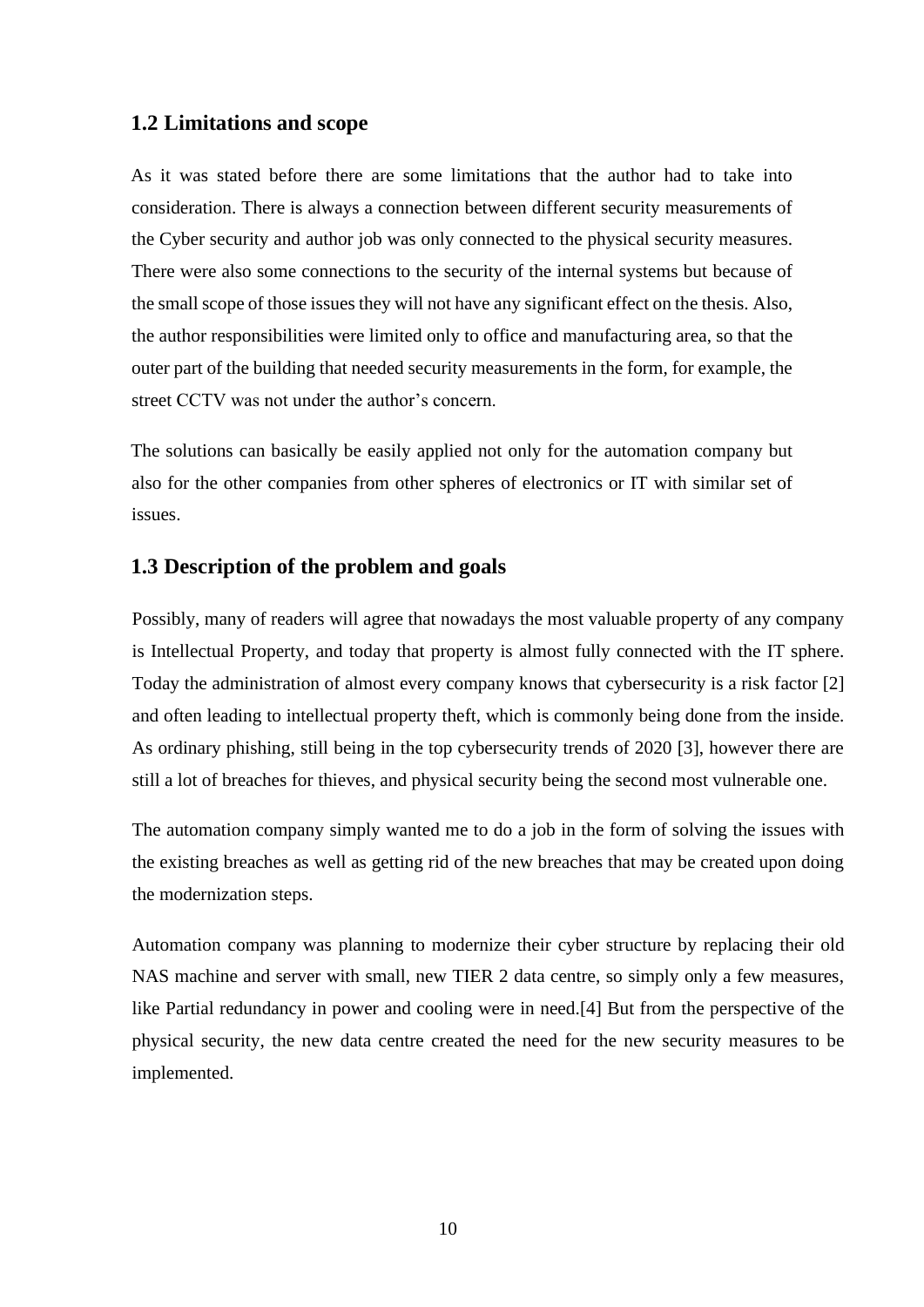## 1.2 Limitations and scope

As it was stated before there are some limitations that the author had to take into consideration. There is always a connection between different security measurements of the Cyber security and author job was only connected to the physical security measures. There were also some connections to the security of the internal systems but because of the small scope of those issues they will not have any significant effect on the thesis. Also, the author responsibilities were limited only to office and manufacturing area, so that the outer part of the building that needed security measurements in the form, for example, the street CCTV was not under the author's concern.

The solutions can basically be easily applied not only for the automation company but also for the other companies from other spheres of electronics or IT with similar set of issues.

## 1.3 Description of the problem and goals

Possibly, many of readers will agree that nowadays the most valuable property of any company is Intellectual Property, and today that property is almost fully connected with the IT sphere. Today the administration of almost every company knows that cybersecurity is a risk factor [2] and often leading to intellectual property theft, which is commonly being done from the inside. As ordinary phishing, still being in the top cybersecurity trends of 2020 [3], however there are still a lot of breaches for thieves, and physical security being the second most vulnerable one.

The automation company simply wanted me to do a job in the form of solving the issues with the existing breaches as well as getting rid of the new breaches that may be created upon doing the modernization steps.

Automation company was planning to modernize their cyber structure by replacing their old NAS machine and server with small, new TIER 2 data centre, so simply only a few measures, like Partial redundancy in power and cooling were in need.[4] But from the perspective of the physical security, the new data centre created the need for the new security measures to be implemented.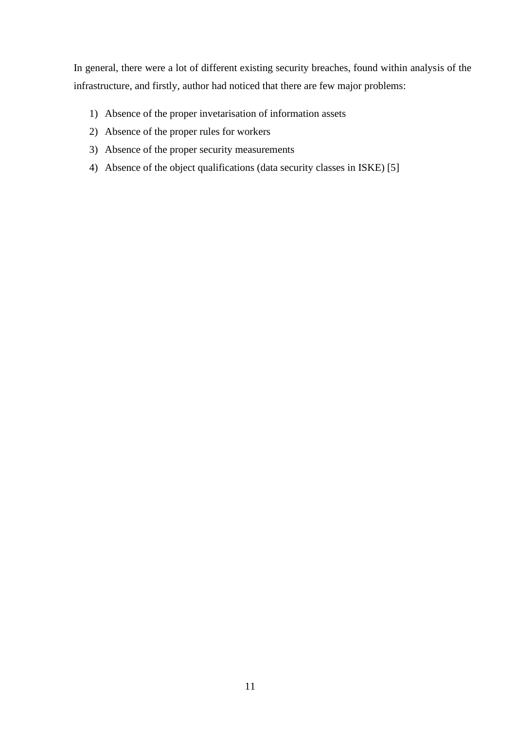In general, there were a lot of different existing security breaches, found within analysis of the infrastructure, and firstly, author had noticed that there are few major problems:

1) Absence of the proper invetarisation of information assets
2) Absence of the proper rules for workers
3) Absence of the proper security measurements
4) Absence of the object qualifications (data security classes in ISKE) [5]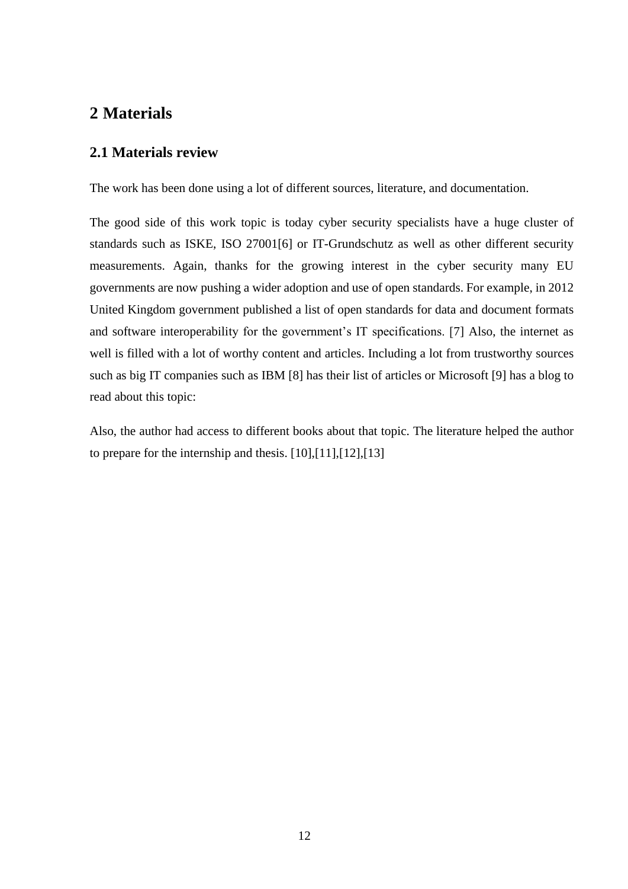# 2 Materials

## 2.1 Materials review

The work has been done using a lot of different sources, literature, and documentation.

The good side of this work topic is today cyber security specialists have a huge cluster of standards such as ISKE, ISO 27001[6] or IT-Grundschutz as well as other different security measurements. Again, thanks for the growing interest in the cyber security many EU governments are now pushing a wider adoption and use of open standards. For example, in 2012 United Kingdom government published a list of open standards for data and document formats and software interoperability for the government's IT specifications. [7] Also, the internet as well is filled with a lot of worthy content and articles. Including a lot from trustworthy sources such as big IT companies such as IBM [8] has their list of articles or Microsoft [9] has a blog to read about this topic:

Also, the author had access to different books about that topic. The literature helped the author to prepare for the internship and thesis. [10],[11],[12],[13]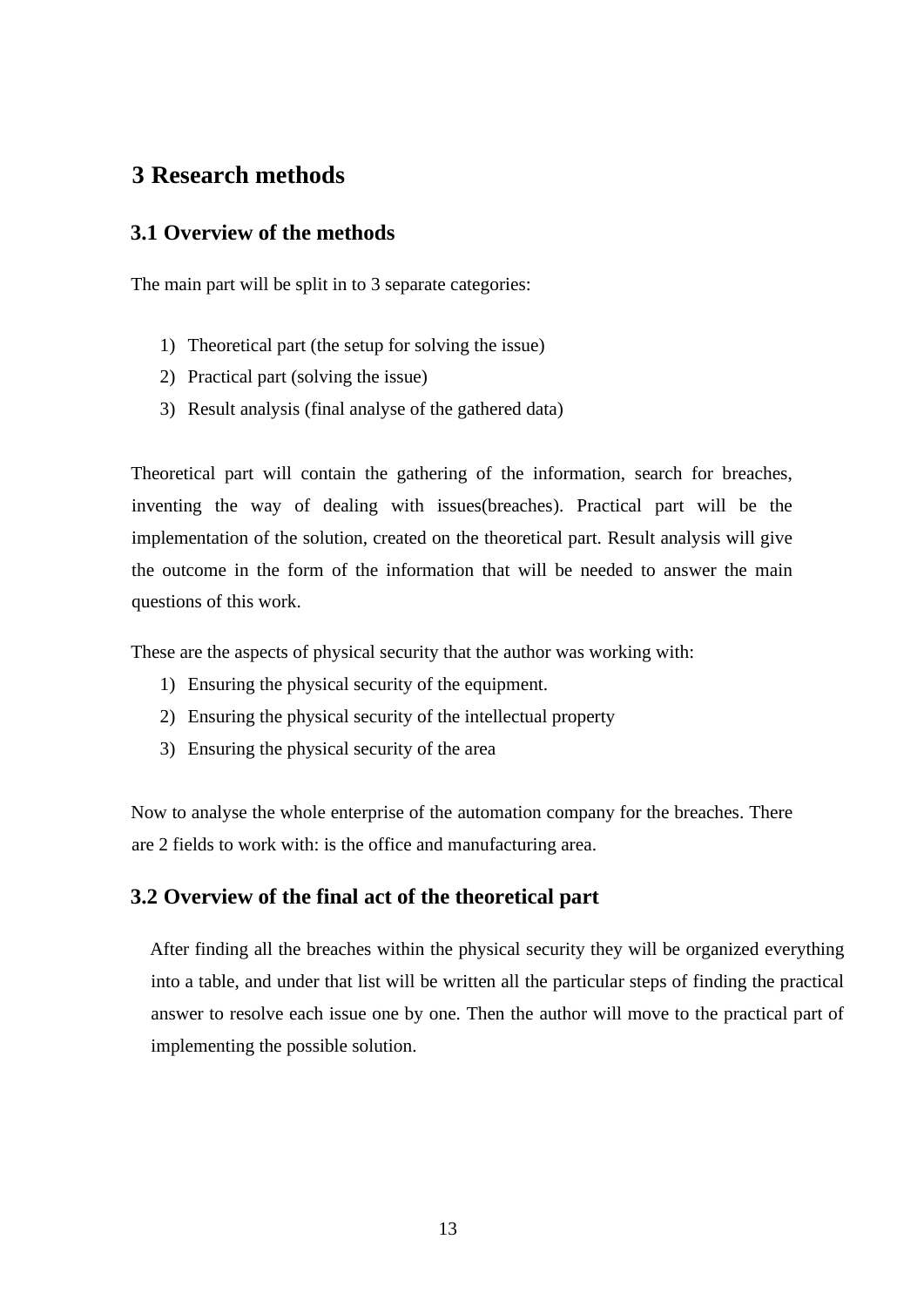# 3 Research methods

## 3.1 Overview of the methods

The main part will be split in to 3 separate categories:

1) Theoretical part (the setup for solving the issue)
2) Practical part (solving the issue)
3) Result analysis (final analyse of the gathered data)

Theoretical part will contain the gathering of the information, search for breaches, inventing the way of dealing with issues(breaches). Practical part will be the implementation of the solution, created on the theoretical part. Result analysis will give the outcome in the form of the information that will be needed to answer the main questions of this work.

These are the aspects of physical security that the author was working with:

1) Ensuring the physical security of the equipment.
2) Ensuring the physical security of the intellectual property
3) Ensuring the physical security of the area

Now to analyse the whole enterprise of the automation company for the breaches. There are 2 fields to work with: is the office and manufacturing area.

## 3.2 Overview of the final act of the theoretical part

After finding all the breaches within the physical security they will be organized everything into a table, and under that list will be written all the particular steps of finding the practical answer to resolve each issue one by one. Then the author will move to the practical part of implementing the possible solution.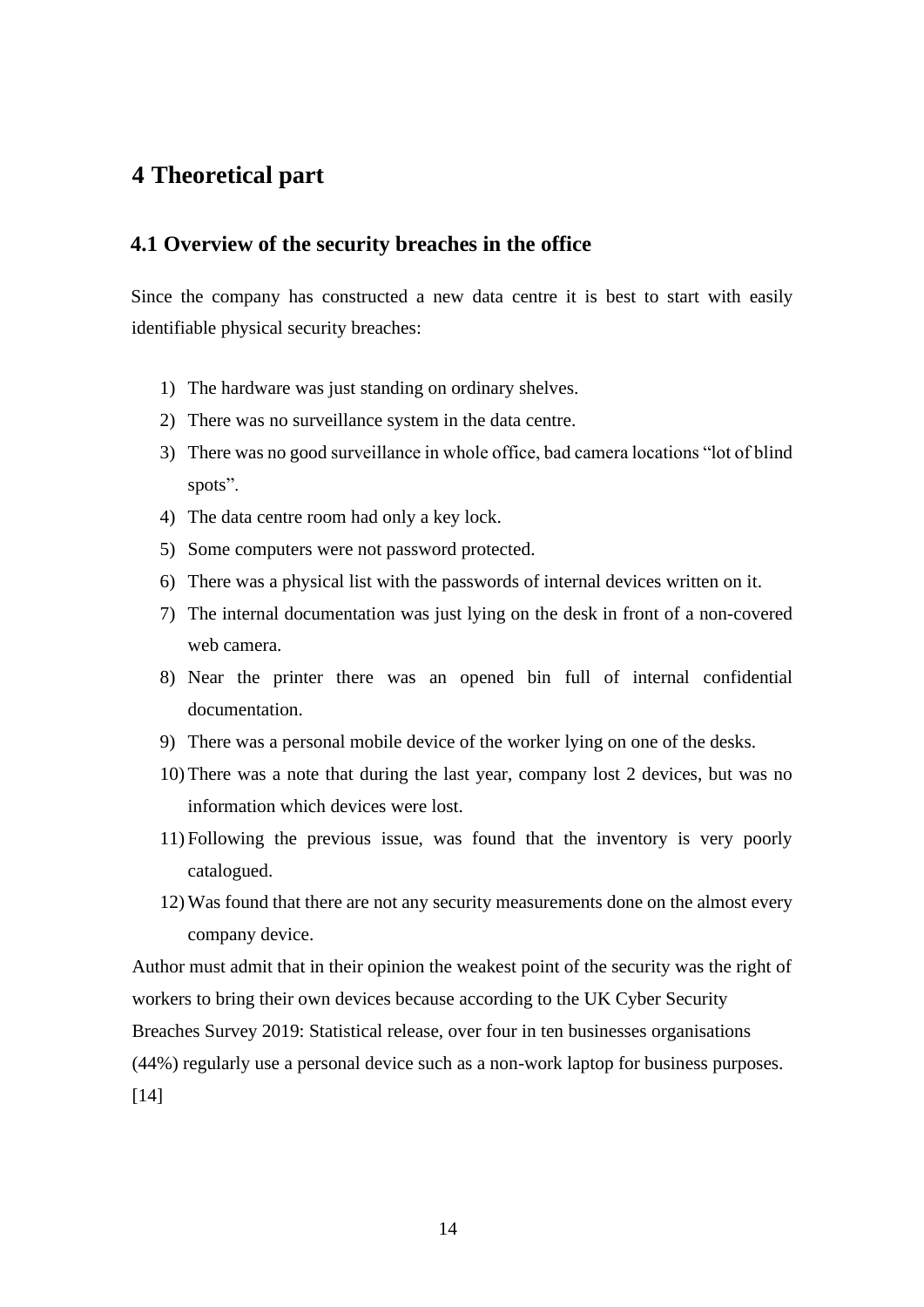# 4 Theoretical part

## 4.1 Overview of the security breaches in the office

Since the company has constructed a new data centre it is best to start with easily identifiable physical security breaches:

1) The hardware was just standing on ordinary shelves.
2) There was no surveillance system in the data centre.
3) There was no good surveillance in whole office, bad camera locations "lot of blind spots".
4) The data centre room had only a key lock.
5) Some computers were not password protected.
6) There was a physical list with the passwords of internal devices written on it.
7) The internal documentation was just lying on the desk in front of a non-covered web camera.
8) Near the printer there was an opened bin full of internal confidential documentation.
9) There was a personal mobile device of the worker lying on one of the desks.
10) There was a note that during the last year, company lost 2 devices, but was no information which devices were lost.
11) Following the previous issue, was found that the inventory is very poorly catalogued.
12) Was found that there are not any security measurements done on the almost every company device.

Author must admit that in their opinion the weakest point of the security was the right of workers to bring their own devices because according to the UK Cyber Security Breaches Survey 2019: Statistical release, over four in ten businesses organisations (44%) regularly use a personal device such as a non-work laptop for business purposes. [14]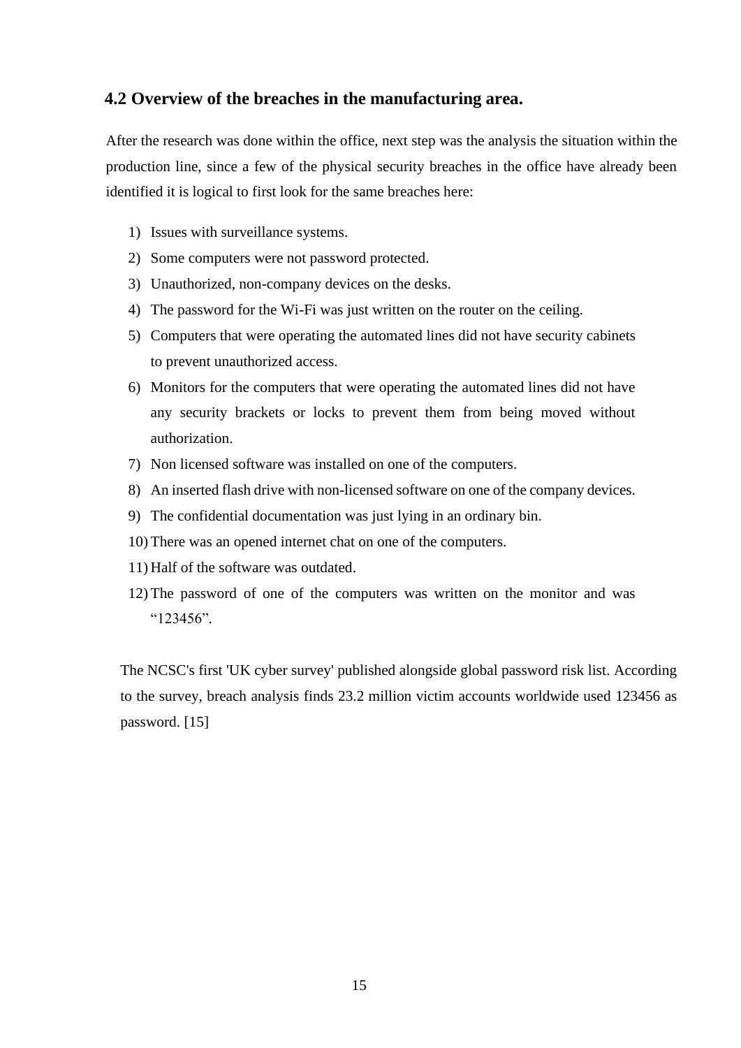## 4.2 Overview of the breaches in the manufacturing area.

After the research was done within the office, next step was the analysis the situation within the production line, since a few of the physical security breaches in the office have already been identified it is logical to first look for the same breaches here:

1) Issues with surveillance systems.
2) Some computers were not password protected.
3) Unauthorized, non-company devices on the desks.
4) The password for the Wi-Fi was just written on the router on the ceiling.
5) Computers that were operating the automated lines did not have security cabinets to prevent unauthorized access.
6) Monitors for the computers that were operating the automated lines did not have any security brackets or locks to prevent them from being moved without authorization.
7) Non licensed software was installed on one of the computers.
8) An inserted flash drive with non-licensed software on one of the company devices.
9) The confidential documentation was just lying in an ordinary bin.
10) There was an opened internet chat on one of the computers.
11) Half of the software was outdated.
12) The password of one of the computers was written on the monitor and was "123456".

The NCSC's first 'UK cyber survey' published alongside global password risk list. According to the survey, breach analysis finds 23.2 million victim accounts worldwide used 123456 as password. [15]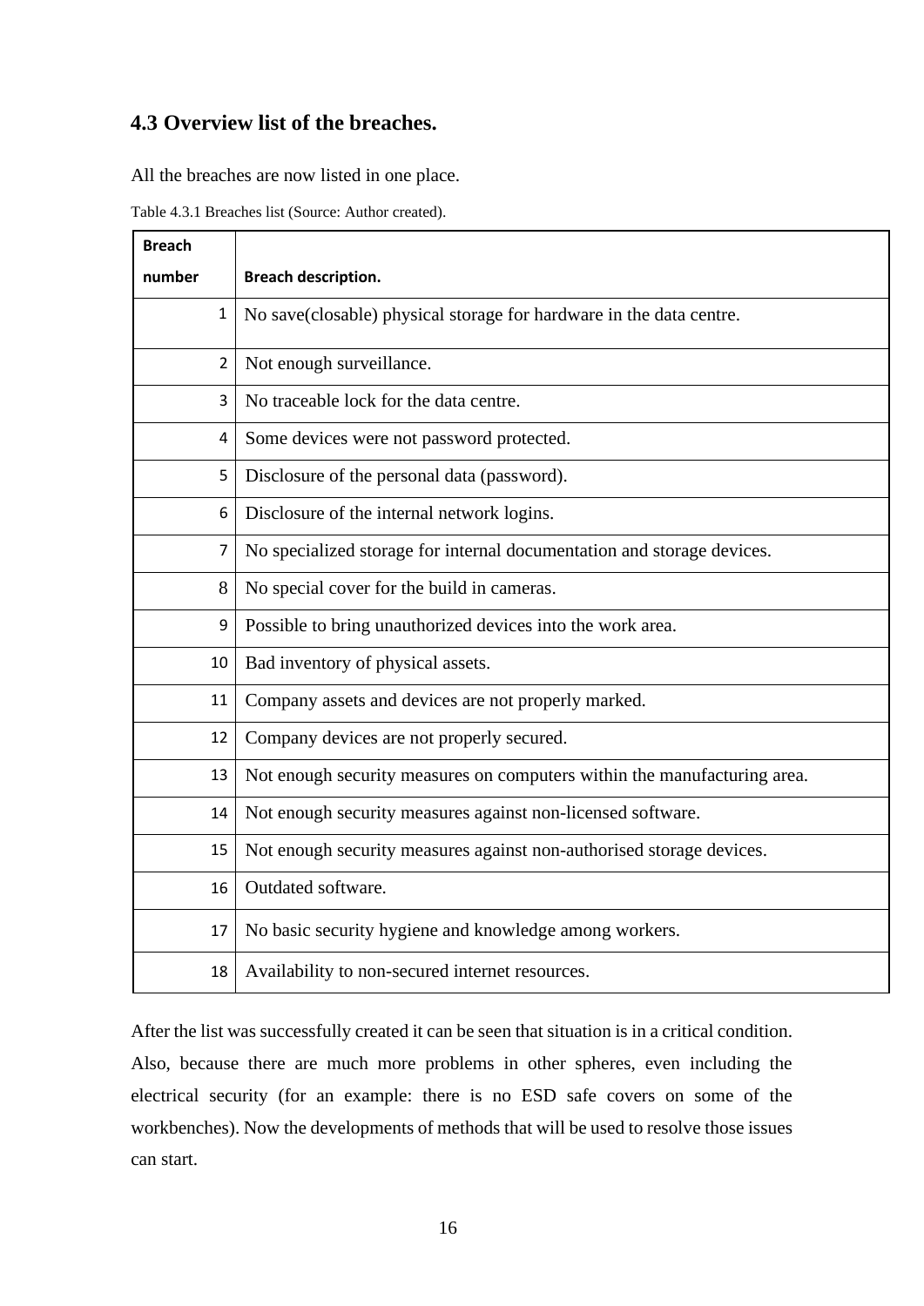### 4.3 Overview list of the breaches.

All the breaches are now listed in one place.

Table 4.3.1 Breaches list (Source: Author created).

| Breach number | Breach description. |
|---|---|
| 1 | No save(closable) physical storage for hardware in the data centre. |
| 2 | Not enough surveillance. |
| 3 | No traceable lock for the data centre. |
| 4 | Some devices were not password protected. |
| 5 | Disclosure of the personal data (password). |
| 6 | Disclosure of the internal network logins. |
| 7 | No specialized storage for internal documentation and storage devices. |
| 8 | No special cover for the build in cameras. |
| 9 | Possible to bring unauthorized devices into the work area. |
| 10 | Bad inventory of physical assets. |
| 11 | Company assets and devices are not properly marked. |
| 12 | Company devices are not properly secured. |
| 13 | Not enough security measures on computers within the manufacturing area. |
| 14 | Not enough security measures against non-licensed software. |
| 15 | Not enough security measures against non-authorised storage devices. |
| 16 | Outdated software. |
| 17 | No basic security hygiene and knowledge among workers. |
| 18 | Availability to non-secured internet resources. |

After the list was successfully created it can be seen that situation is in a critical condition. Also, because there are much more problems in other spheres, even including the electrical security (for an example: there is no ESD safe covers on some of the workbenches). Now the developments of methods that will be used to resolve those issues can start.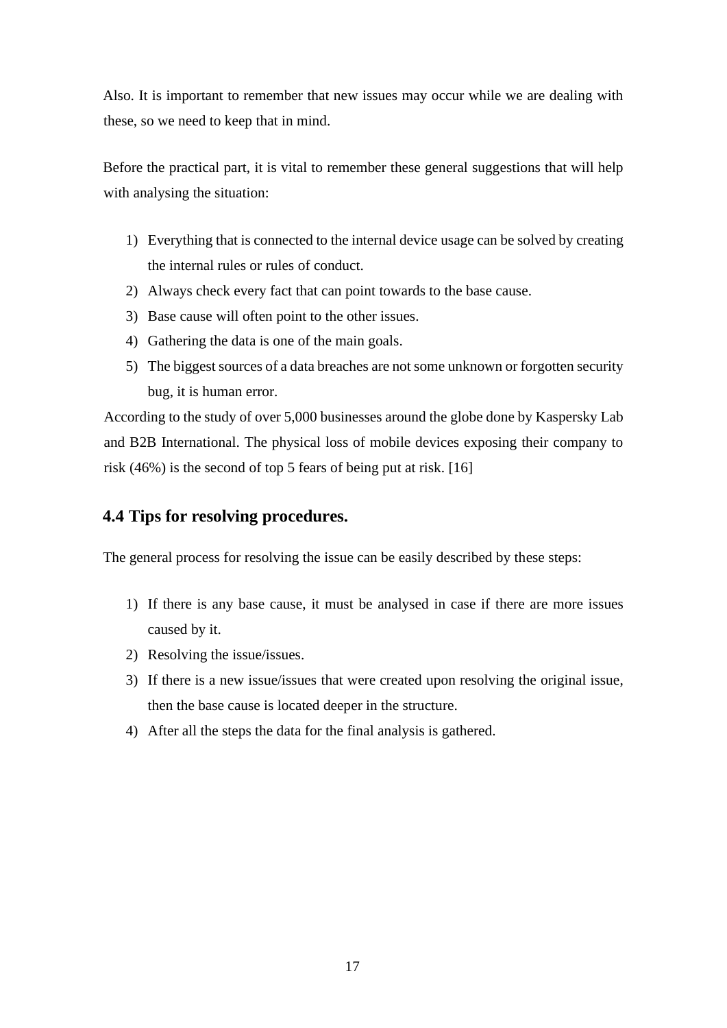Also. It is important to remember that new issues may occur while we are dealing with these, so we need to keep that in mind.

Before the practical part, it is vital to remember these general suggestions that will help with analysing the situation:

1) Everything that is connected to the internal device usage can be solved by creating the internal rules or rules of conduct.
2) Always check every fact that can point towards to the base cause.
3) Base cause will often point to the other issues.
4) Gathering the data is one of the main goals.
5) The biggest sources of a data breaches are not some unknown or forgotten security bug, it is human error.

According to the study of over 5,000 businesses around the globe done by Kaspersky Lab and B2B International. The physical loss of mobile devices exposing their company to risk (46%) is the second of top 5 fears of being put at risk. [16]

## 4.4 Tips for resolving procedures.

The general process for resolving the issue can be easily described by these steps:

1) If there is any base cause, it must be analysed in case if there are more issues caused by it.
2) Resolving the issue/issues.
3) If there is a new issue/issues that were created upon resolving the original issue, then the base cause is located deeper in the structure.
4) After all the steps the data for the final analysis is gathered.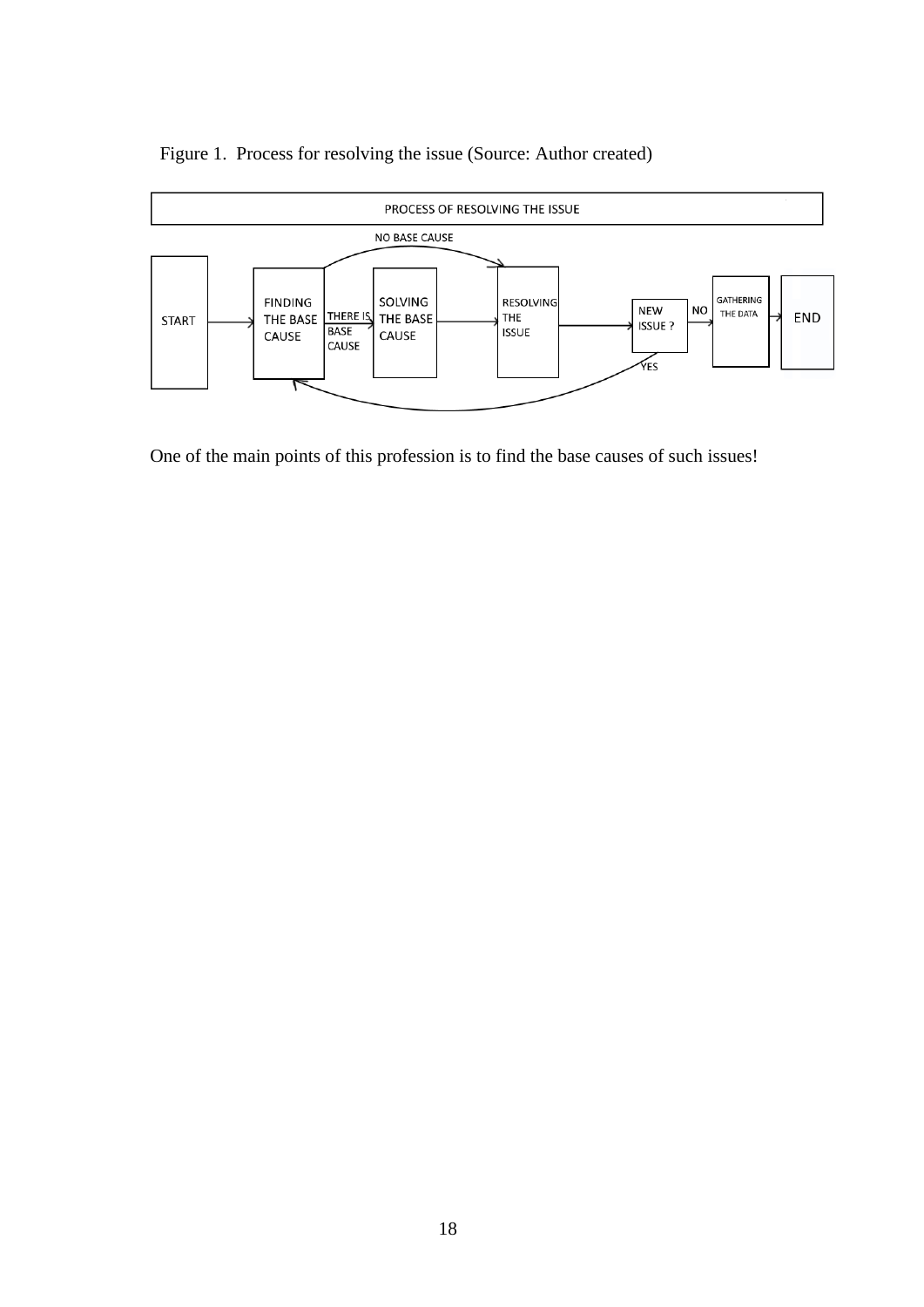Figure 1. Process for resolving the issue (Source: Author created)

PROCESS OF RESOLVING THE ISSUE

START → FINDING THE BASE CAUSE → (THERE IS BASE CAUSE) → SOLVING THE BASE CAUSE → RESOLVING THE ISSUE → NEW ISSUE ? → (NO) → GATHERING THE DATA → END

NO BASE CAUSE: FINDING THE BASE CAUSE → RESOLVING THE ISSUE

YES: NEW ISSUE ? → FINDING THE BASE CAUSE

One of the main points of this profession is to find the base causes of such issues!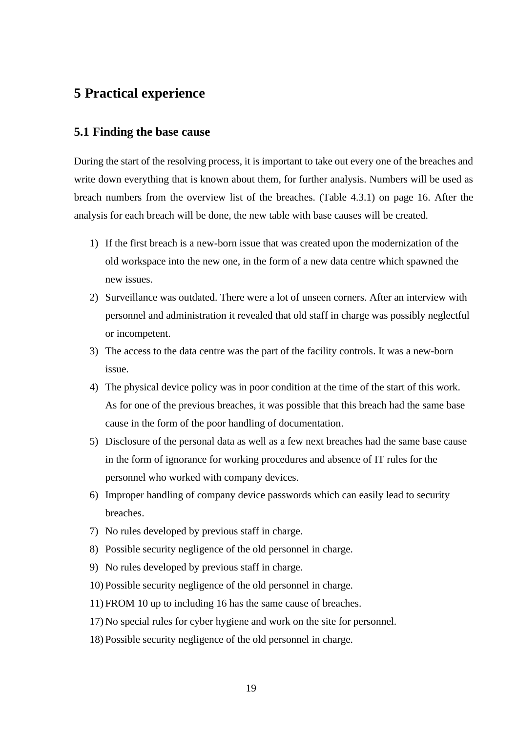# 5 Practical experience

## 5.1 Finding the base cause

During the start of the resolving process, it is important to take out every one of the breaches and write down everything that is known about them, for further analysis. Numbers will be used as breach numbers from the overview list of the breaches. (Table 4.3.1) on page 16. After the analysis for each breach will be done, the new table with base causes will be created.

1) If the first breach is a new-born issue that was created upon the modernization of the old workspace into the new one, in the form of a new data centre which spawned the new issues.
2) Surveillance was outdated. There were a lot of unseen corners. After an interview with personnel and administration it revealed that old staff in charge was possibly neglectful or incompetent.
3) The access to the data centre was the part of the facility controls. It was a new-born issue.
4) The physical device policy was in poor condition at the time of the start of this work. As for one of the previous breaches, it was possible that this breach had the same base cause in the form of the poor handling of documentation.
5) Disclosure of the personal data as well as a few next breaches had the same base cause in the form of ignorance for working procedures and absence of IT rules for the personnel who worked with company devices.
6) Improper handling of company device passwords which can easily lead to security breaches.
7) No rules developed by previous staff in charge.
8) Possible security negligence of the old personnel in charge.
9) No rules developed by previous staff in charge.
10) Possible security negligence of the old personnel in charge.
11) FROM 10 up to including 16 has the same cause of breaches.
17) No special rules for cyber hygiene and work on the site for personnel.
18) Possible security negligence of the old personnel in charge.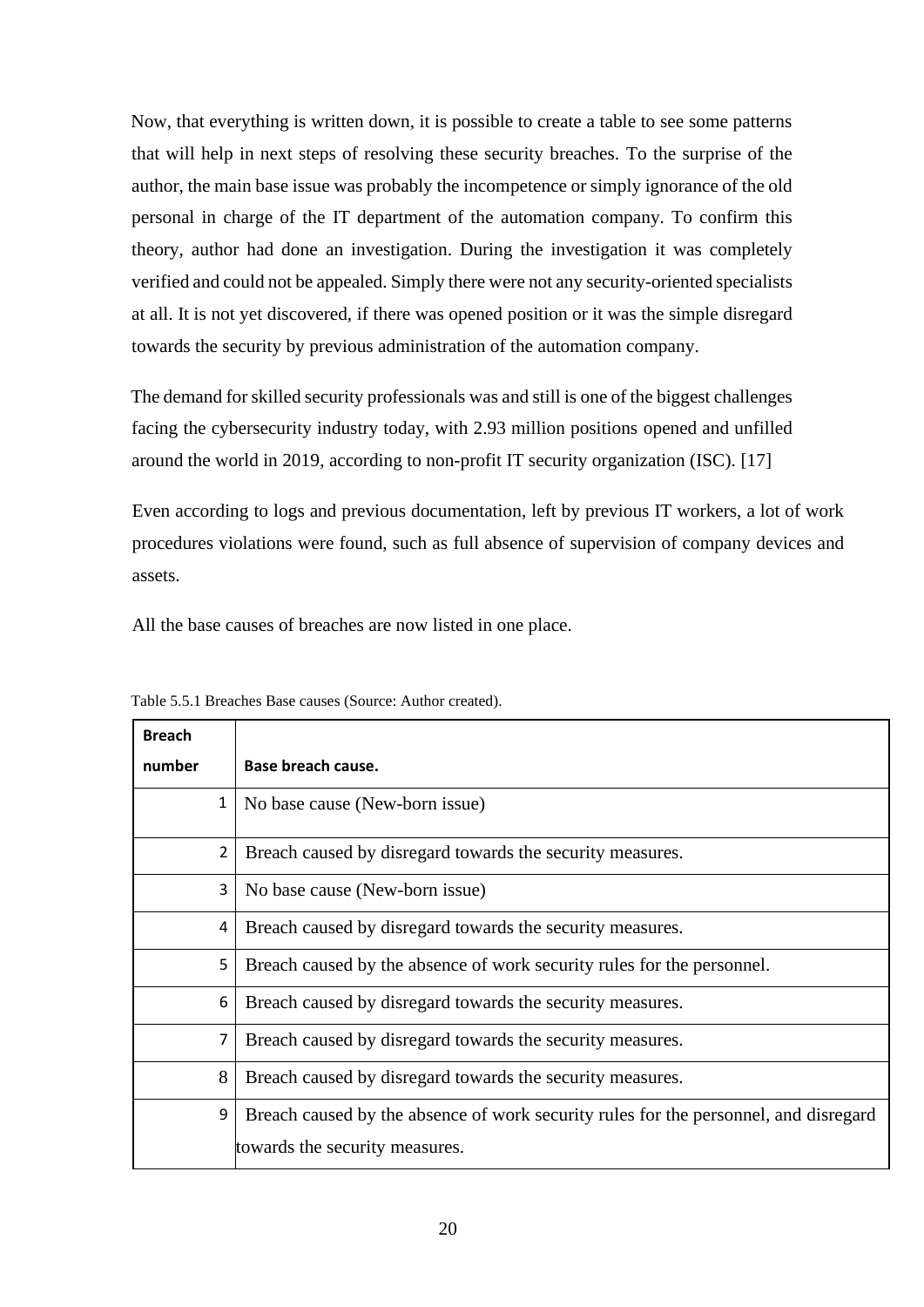Now, that everything is written down, it is possible to create a table to see some patterns that will help in next steps of resolving these security breaches. To the surprise of the author, the main base issue was probably the incompetence or simply ignorance of the old personal in charge of the IT department of the automation company. To confirm this theory, author had done an investigation. During the investigation it was completely verified and could not be appealed. Simply there were not any security-oriented specialists at all. It is not yet discovered, if there was opened position or it was the simple disregard towards the security by previous administration of the automation company.

The demand for skilled security professionals was and still is one of the biggest challenges facing the cybersecurity industry today, with 2.93 million positions opened and unfilled around the world in 2019, according to non-profit IT security organization (ISC). [17]

Even according to logs and previous documentation, left by previous IT workers, a lot of work procedures violations were found, such as full absence of supervision of company devices and assets.

All the base causes of breaches are now listed in one place.

Table 5.5.1 Breaches Base causes (Source: Author created).

| **Breach number** | **Base breach cause.** |
|---|---|
| 1 | No base cause (New-born issue) |
| 2 | Breach caused by disregard towards the security measures. |
| 3 | No base cause (New-born issue) |
| 4 | Breach caused by disregard towards the security measures. |
| 5 | Breach caused by the absence of work security rules for the personnel. |
| 6 | Breach caused by disregard towards the security measures. |
| 7 | Breach caused by disregard towards the security measures. |
| 8 | Breach caused by disregard towards the security measures. |
| 9 | Breach caused by the absence of work security rules for the personnel, and disregard towards the security measures. |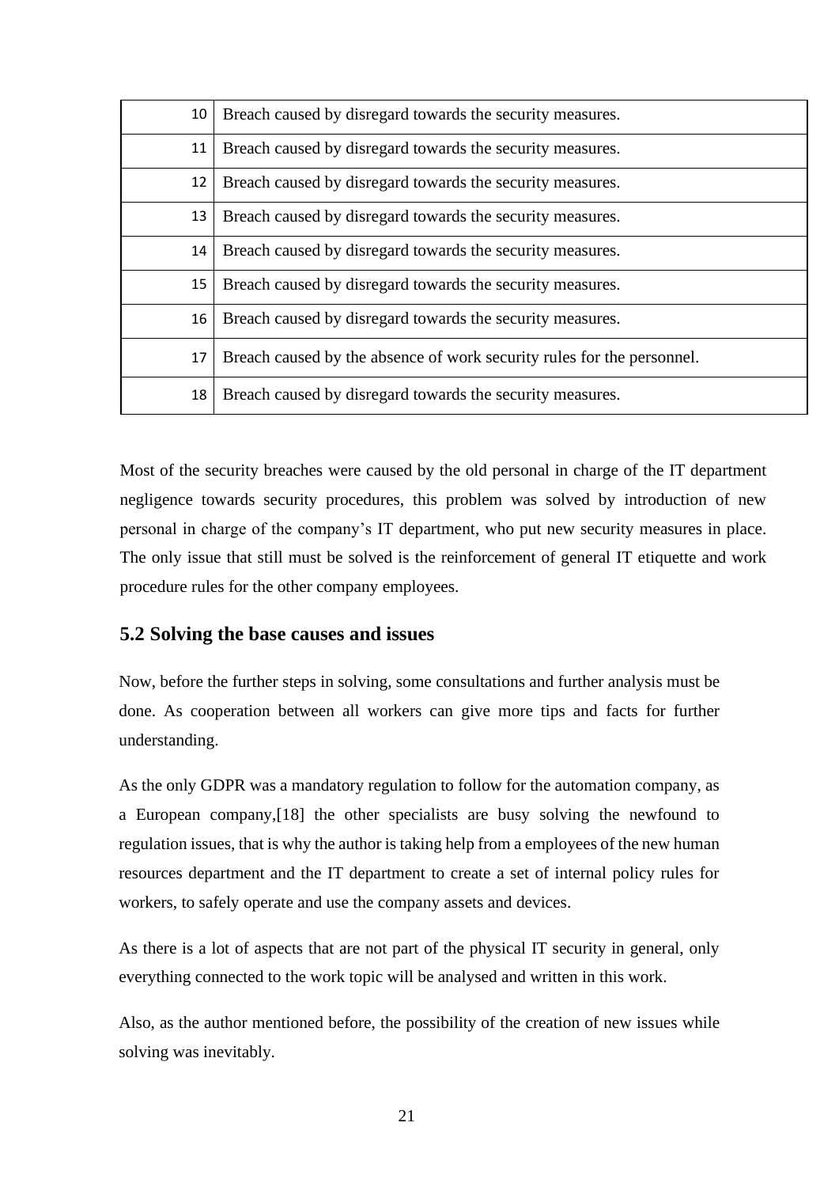| | |
|---|---|
| 10 | Breach caused by disregard towards the security measures. |
| 11 | Breach caused by disregard towards the security measures. |
| 12 | Breach caused by disregard towards the security measures. |
| 13 | Breach caused by disregard towards the security measures. |
| 14 | Breach caused by disregard towards the security measures. |
| 15 | Breach caused by disregard towards the security measures. |
| 16 | Breach caused by disregard towards the security measures. |
| 17 | Breach caused by the absence of work security rules for the personnel. |
| 18 | Breach caused by disregard towards the security measures. |

Most of the security breaches were caused by the old personal in charge of the IT department negligence towards security procedures, this problem was solved by introduction of new personal in charge of the company's IT department, who put new security measures in place. The only issue that still must be solved is the reinforcement of general IT etiquette and work procedure rules for the other company employees.

## 5.2 Solving the base causes and issues

Now, before the further steps in solving, some consultations and further analysis must be done. As cooperation between all workers can give more tips and facts for further understanding.

As the only GDPR was a mandatory regulation to follow for the automation company, as a European company,[18] the other specialists are busy solving the newfound to regulation issues, that is why the author is taking help from a employees of the new human resources department and the IT department to create a set of internal policy rules for workers, to safely operate and use the company assets and devices.

As there is a lot of aspects that are not part of the physical IT security in general, only everything connected to the work topic will be analysed and written in this work.

Also, as the author mentioned before, the possibility of the creation of new issues while solving was inevitably.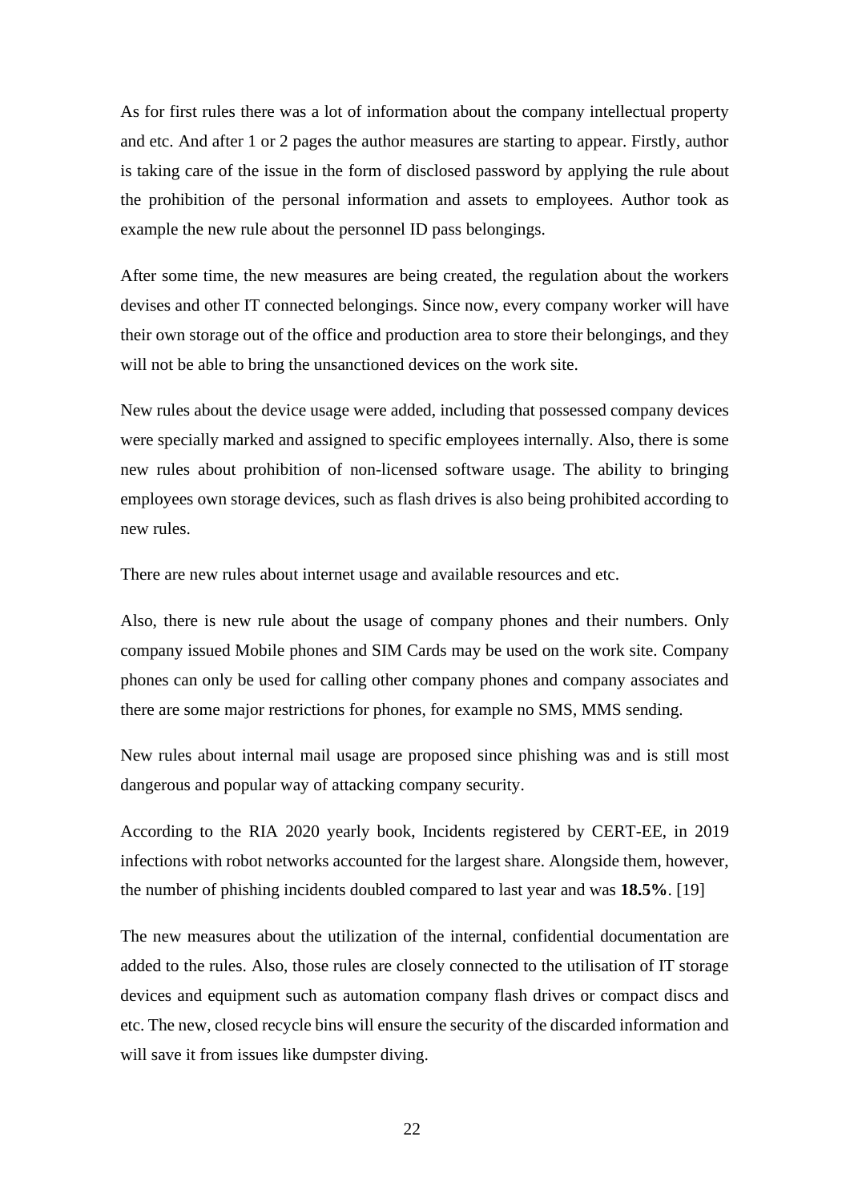As for first rules there was a lot of information about the company intellectual property and etc. And after 1 or 2 pages the author measures are starting to appear. Firstly, author is taking care of the issue in the form of disclosed password by applying the rule about the prohibition of the personal information and assets to employees. Author took as example the new rule about the personnel ID pass belongings.

After some time, the new measures are being created, the regulation about the workers devises and other IT connected belongings. Since now, every company worker will have their own storage out of the office and production area to store their belongings, and they will not be able to bring the unsanctioned devices on the work site.

New rules about the device usage were added, including that possessed company devices were specially marked and assigned to specific employees internally. Also, there is some new rules about prohibition of non-licensed software usage. The ability to bringing employees own storage devices, such as flash drives is also being prohibited according to new rules.

There are new rules about internet usage and available resources and etc.

Also, there is new rule about the usage of company phones and their numbers. Only company issued Mobile phones and SIM Cards may be used on the work site. Company phones can only be used for calling other company phones and company associates and there are some major restrictions for phones, for example no SMS, MMS sending.

New rules about internal mail usage are proposed since phishing was and is still most dangerous and popular way of attacking company security.

According to the RIA 2020 yearly book, Incidents registered by CERT-EE, in 2019 infections with robot networks accounted for the largest share. Alongside them, however, the number of phishing incidents doubled compared to last year and was **18.5%**. [19]

The new measures about the utilization of the internal, confidential documentation are added to the rules. Also, those rules are closely connected to the utilisation of IT storage devices and equipment such as automation company flash drives or compact discs and etc. The new, closed recycle bins will ensure the security of the discarded information and will save it from issues like dumpster diving.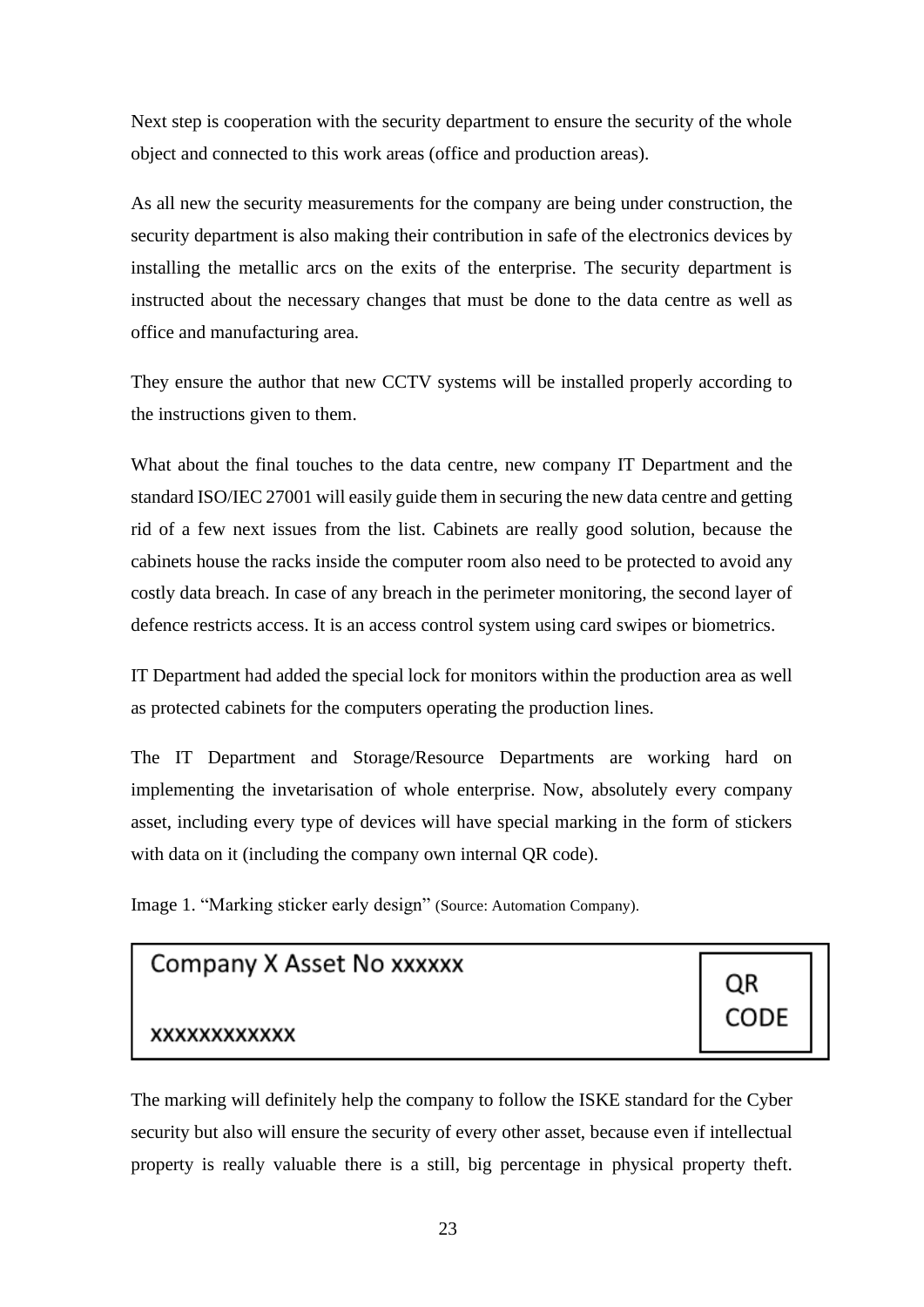Next step is cooperation with the security department to ensure the security of the whole object and connected to this work areas (office and production areas).

As all new the security measurements for the company are being under construction, the security department is also making their contribution in safe of the electronics devices by installing the metallic arcs on the exits of the enterprise. The security department is instructed about the necessary changes that must be done to the data centre as well as office and manufacturing area.

They ensure the author that new CCTV systems will be installed properly according to the instructions given to them.

What about the final touches to the data centre, new company IT Department and the standard ISO/IEC 27001 will easily guide them in securing the new data centre and getting rid of a few next issues from the list. Cabinets are really good solution, because the cabinets house the racks inside the computer room also need to be protected to avoid any costly data breach. In case of any breach in the perimeter monitoring, the second layer of defence restricts access. It is an access control system using card swipes or biometrics.

IT Department had added the special lock for monitors within the production area as well as protected cabinets for the computers operating the production lines.

The IT Department and Storage/Resource Departments are working hard on implementing the invetarisation of whole enterprise. Now, absolutely every company asset, including every type of devices will have special marking in the form of stickers with data on it (including the company own internal QR code).

Image 1. "Marking sticker early design" (Source: Automation Company).

| Company X Asset No xxxxxx<br><br>xxxxxxxxxxxx | QR CODE |
|---|---|

The marking will definitely help the company to follow the ISKE standard for the Cyber security but also will ensure the security of every other asset, because even if intellectual property is really valuable there is a still, big percentage in physical property theft.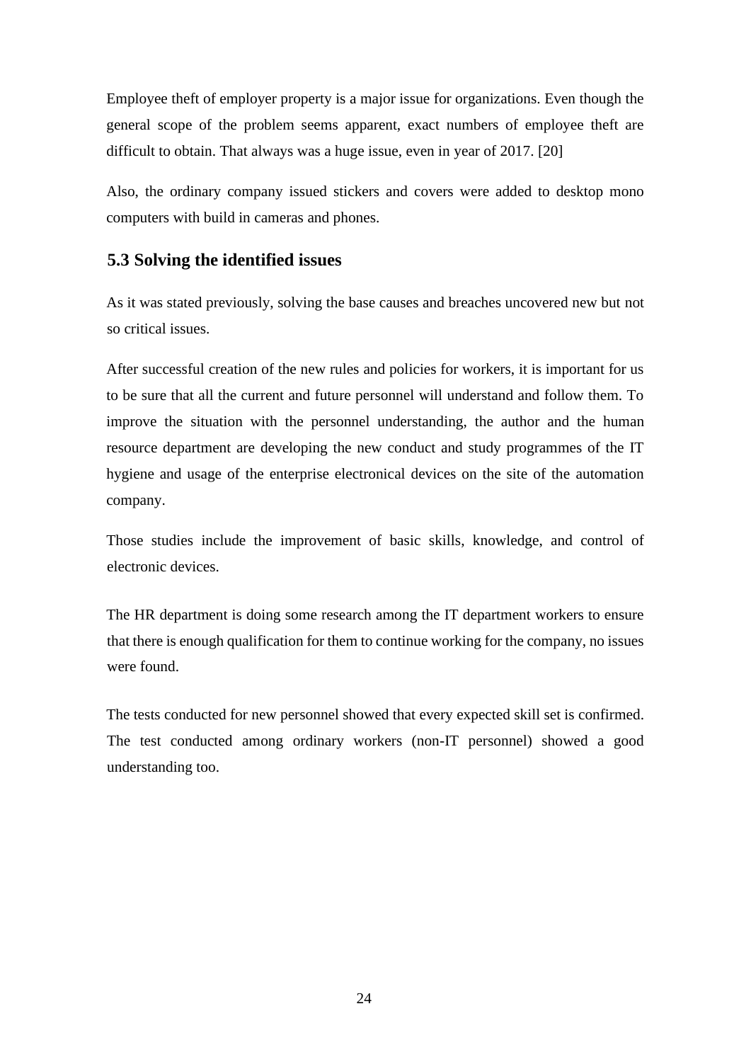Employee theft of employer property is a major issue for organizations. Even though the general scope of the problem seems apparent, exact numbers of employee theft are difficult to obtain. That always was a huge issue, even in year of 2017. [20]

Also, the ordinary company issued stickers and covers were added to desktop mono computers with build in cameras and phones.

### 5.3 Solving the identified issues

As it was stated previously, solving the base causes and breaches uncovered new but not so critical issues.

After successful creation of the new rules and policies for workers, it is important for us to be sure that all the current and future personnel will understand and follow them. To improve the situation with the personnel understanding, the author and the human resource department are developing the new conduct and study programmes of the IT hygiene and usage of the enterprise electronical devices on the site of the automation company.

Those studies include the improvement of basic skills, knowledge, and control of electronic devices.

The HR department is doing some research among the IT department workers to ensure that there is enough qualification for them to continue working for the company, no issues were found.

The tests conducted for new personnel showed that every expected skill set is confirmed. The test conducted among ordinary workers (non-IT personnel) showed a good understanding too.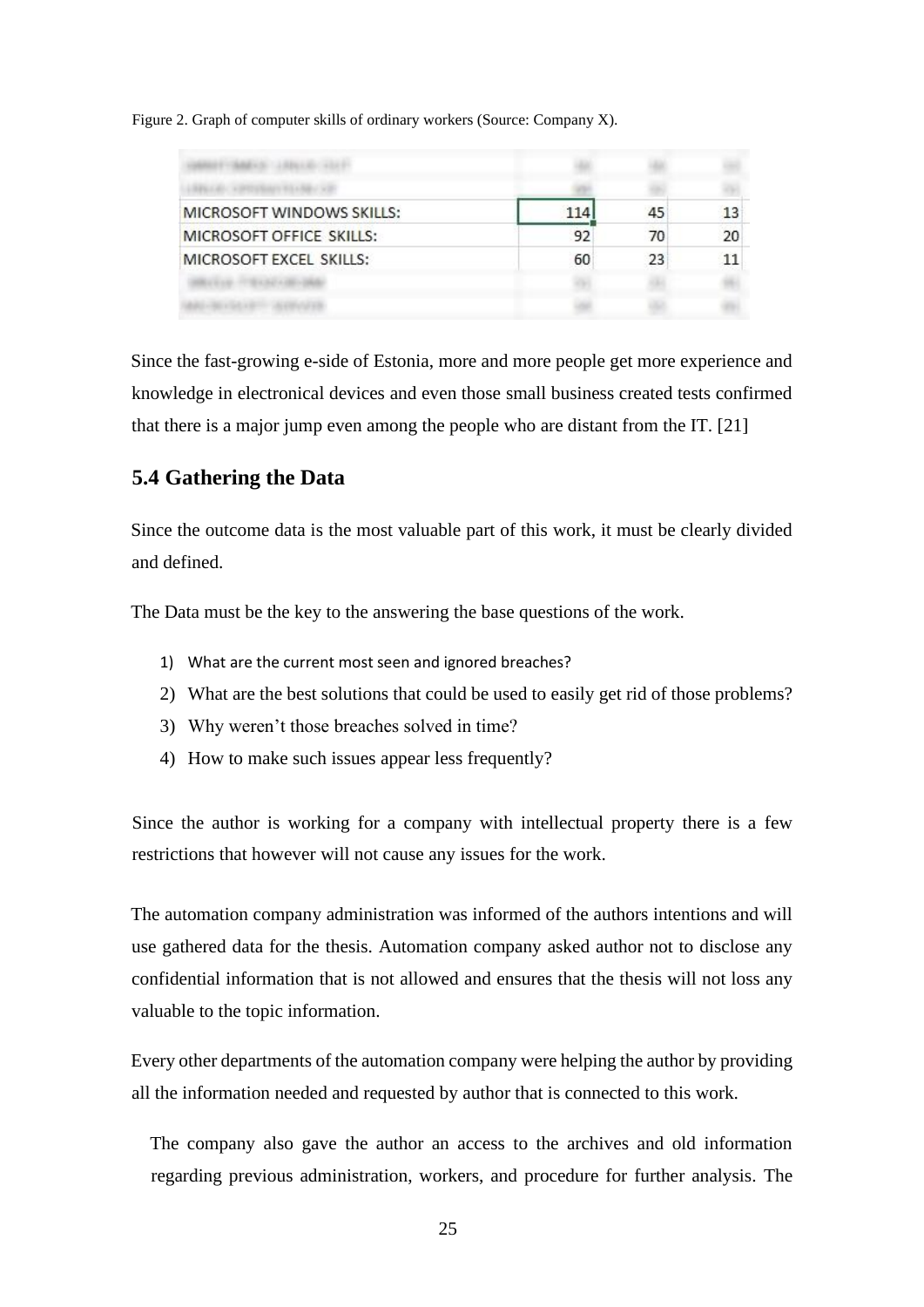Figure 2. Graph of computer skills of ordinary workers (Source: Company X).

| | | | |
|---|---|---|---|
| MICROSOFT WINDOWS SKILLS: | 114 | 45 | 13 |
| MICROSOFT OFFICE SKILLS: | 92 | 70 | 20 |
| MICROSOFT EXCEL SKILLS: | 60 | 23 | 11 |

Since the fast-growing e-side of Estonia, more and more people get more experience and knowledge in electronical devices and even those small business created tests confirmed that there is a major jump even among the people who are distant from the IT. [21]

## 5.4 Gathering the Data

Since the outcome data is the most valuable part of this work, it must be clearly divided and defined.

The Data must be the key to the answering the base questions of the work.

1) What are the current most seen and ignored breaches?
2) What are the best solutions that could be used to easily get rid of those problems?
3) Why weren't those breaches solved in time?
4) How to make such issues appear less frequently?

Since the author is working for a company with intellectual property there is a few restrictions that however will not cause any issues for the work.

The automation company administration was informed of the authors intentions and will use gathered data for the thesis. Automation company asked author not to disclose any confidential information that is not allowed and ensures that the thesis will not loss any valuable to the topic information.

Every other departments of the automation company were helping the author by providing all the information needed and requested by author that is connected to this work.

The company also gave the author an access to the archives and old information regarding previous administration, workers, and procedure for further analysis. The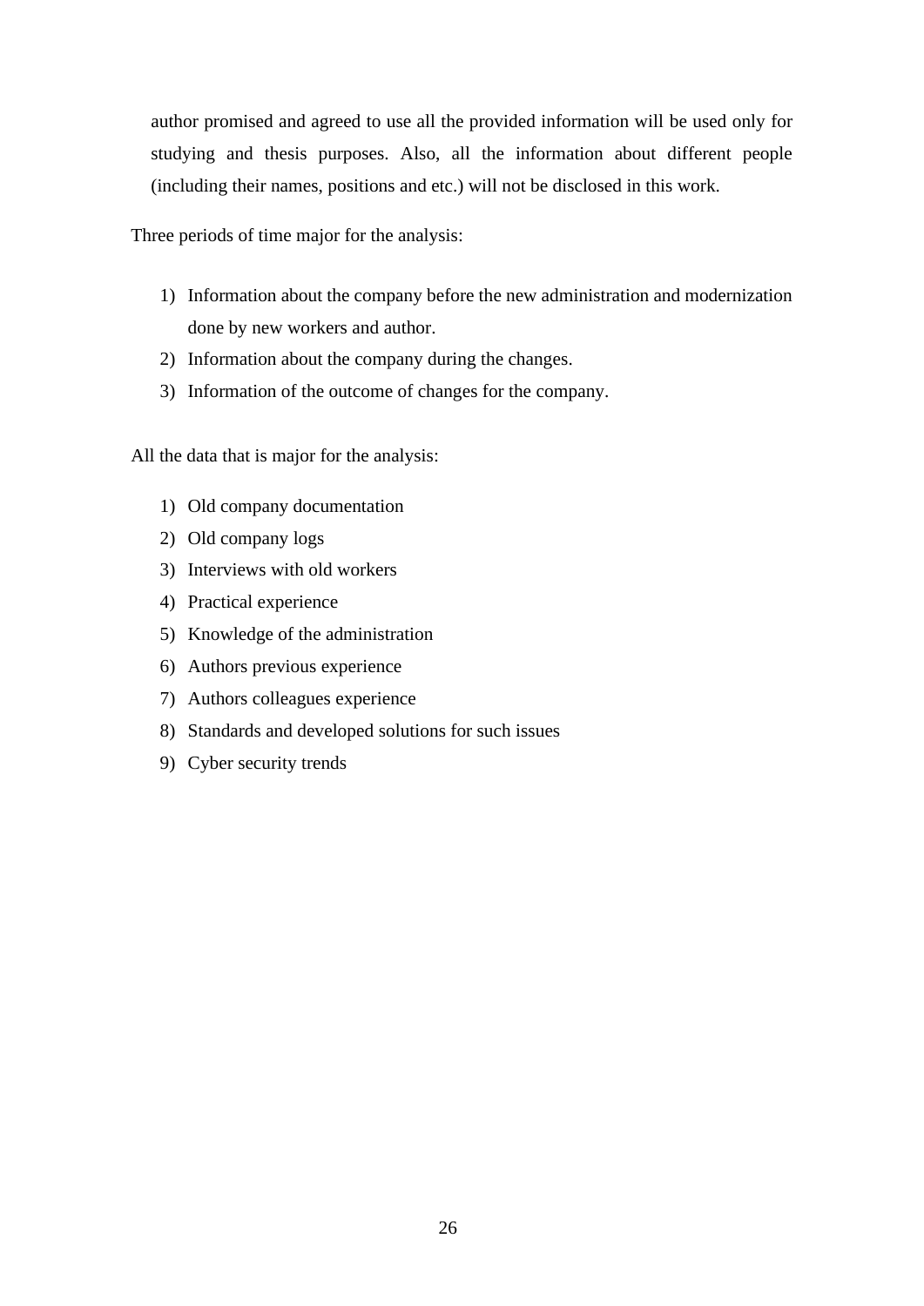author promised and agreed to use all the provided information will be used only for studying and thesis purposes. Also, all the information about different people (including their names, positions and etc.) will not be disclosed in this work.

Three periods of time major for the analysis:

1) Information about the company before the new administration and modernization done by new workers and author.
2) Information about the company during the changes.
3) Information of the outcome of changes for the company.

All the data that is major for the analysis:

1) Old company documentation
2) Old company logs
3) Interviews with old workers
4) Practical experience
5) Knowledge of the administration
6) Authors previous experience
7) Authors colleagues experience
8) Standards and developed solutions for such issues
9) Cyber security trends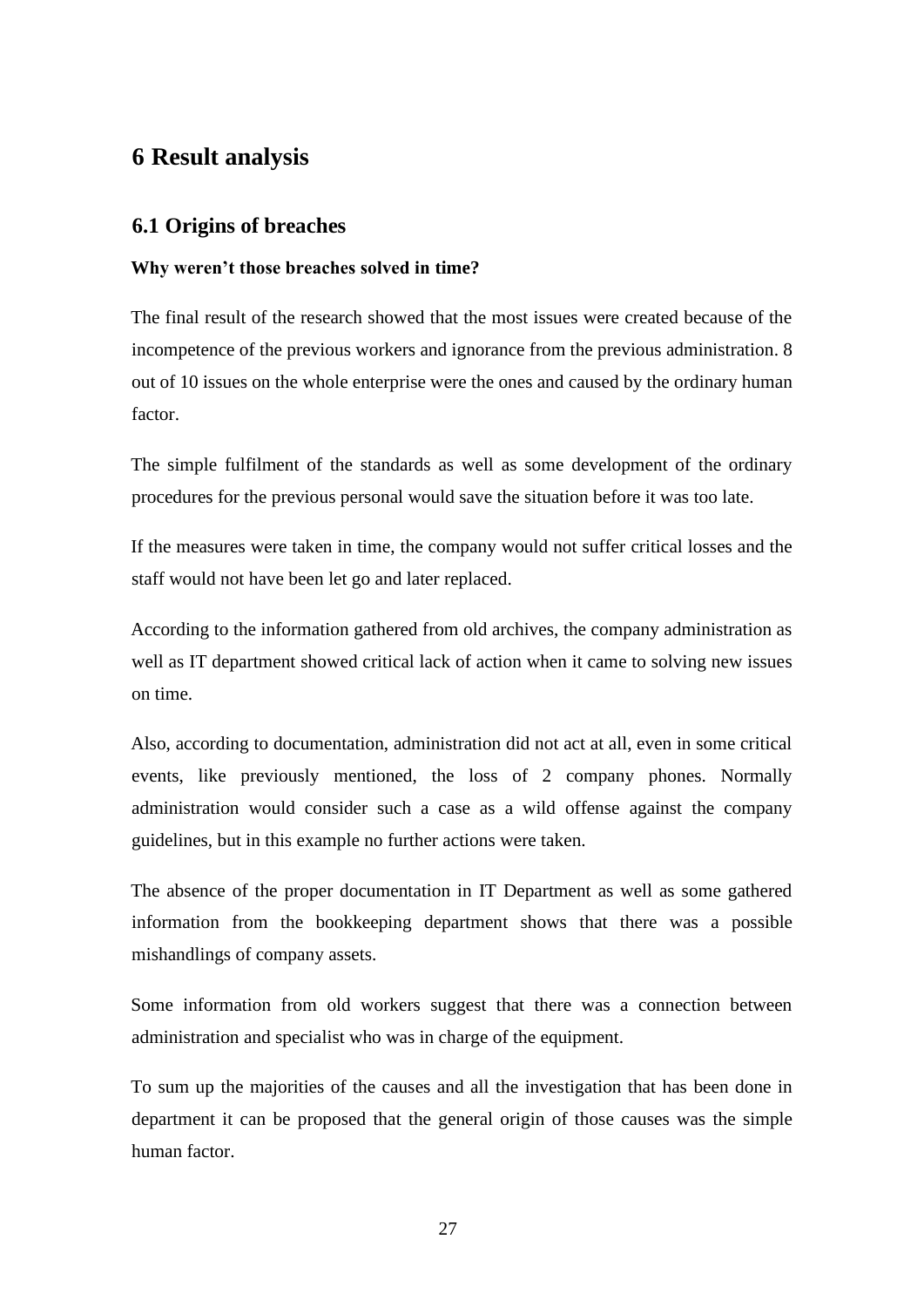# 6 Result analysis

## 6.1 Origins of breaches

**Why weren't those breaches solved in time?**

The final result of the research showed that the most issues were created because of the incompetence of the previous workers and ignorance from the previous administration. 8 out of 10 issues on the whole enterprise were the ones and caused by the ordinary human factor.

The simple fulfilment of the standards as well as some development of the ordinary procedures for the previous personal would save the situation before it was too late.

If the measures were taken in time, the company would not suffer critical losses and the staff would not have been let go and later replaced.

According to the information gathered from old archives, the company administration as well as IT department showed critical lack of action when it came to solving new issues on time.

Also, according to documentation, administration did not act at all, even in some critical events, like previously mentioned, the loss of 2 company phones. Normally administration would consider such a case as a wild offense against the company guidelines, but in this example no further actions were taken.

The absence of the proper documentation in IT Department as well as some gathered information from the bookkeeping department shows that there was a possible mishandlings of company assets.

Some information from old workers suggest that there was a connection between administration and specialist who was in charge of the equipment.

To sum up the majorities of the causes and all the investigation that has been done in department it can be proposed that the general origin of those causes was the simple human factor.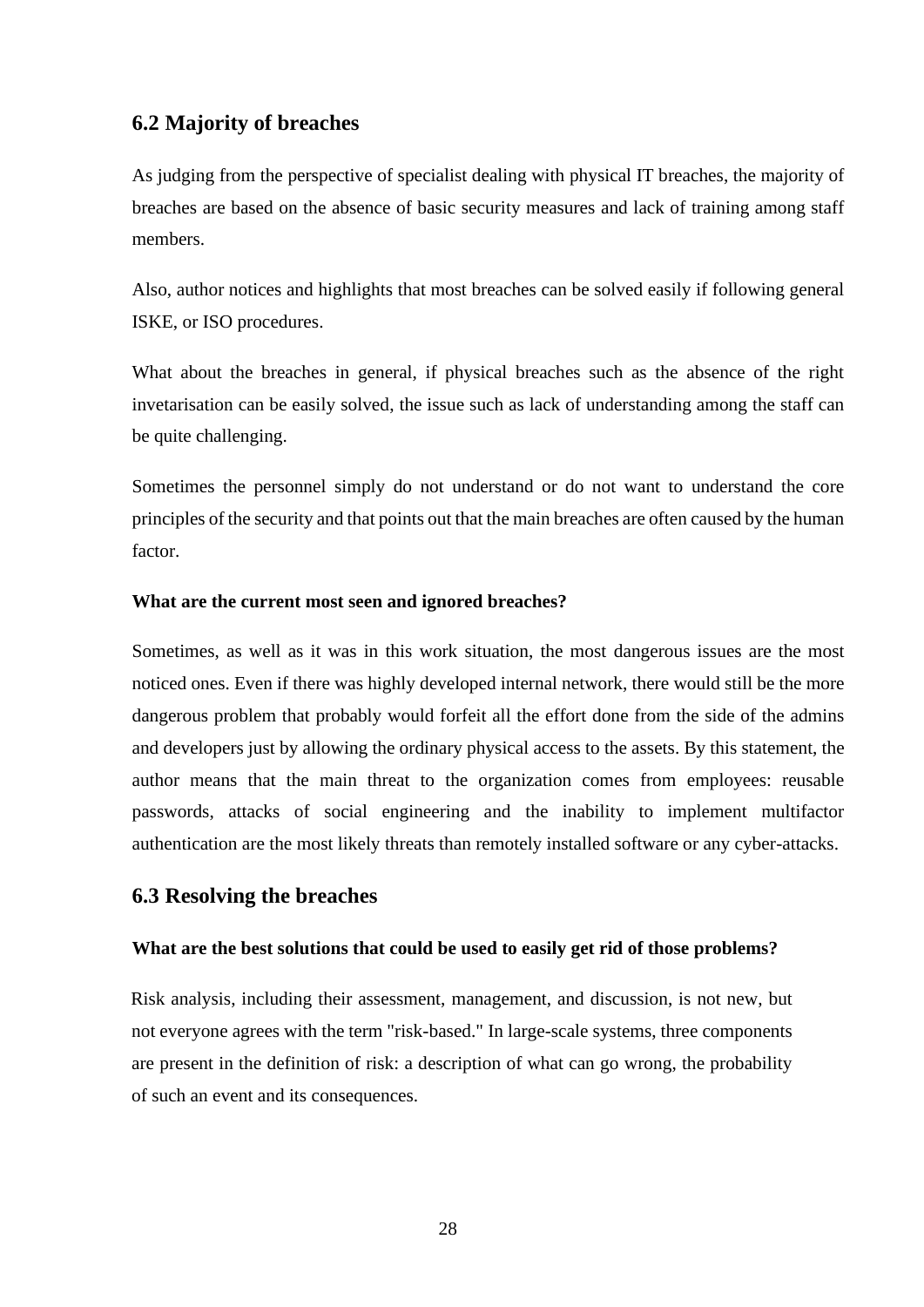## 6.2 Majority of breaches

As judging from the perspective of specialist dealing with physical IT breaches, the majority of breaches are based on the absence of basic security measures and lack of training among staff members.

Also, author notices and highlights that most breaches can be solved easily if following general ISKE, or ISO procedures.

What about the breaches in general, if physical breaches such as the absence of the right invetarisation can be easily solved, the issue such as lack of understanding among the staff can be quite challenging.

Sometimes the personnel simply do not understand or do not want to understand the core principles of the security and that points out that the main breaches are often caused by the human factor.

**What are the current most seen and ignored breaches?**

Sometimes, as well as it was in this work situation, the most dangerous issues are the most noticed ones. Even if there was highly developed internal network, there would still be the more dangerous problem that probably would forfeit all the effort done from the side of the admins and developers just by allowing the ordinary physical access to the assets. By this statement, the author means that the main threat to the organization comes from employees: reusable passwords, attacks of social engineering and the inability to implement multifactor authentication are the most likely threats than remotely installed software or any cyber-attacks.

## 6.3 Resolving the breaches

**What are the best solutions that could be used to easily get rid of those problems?**

Risk analysis, including their assessment, management, and discussion, is not new, but not everyone agrees with the term "risk-based." In large-scale systems, three components are present in the definition of risk: a description of what can go wrong, the probability of such an event and its consequences.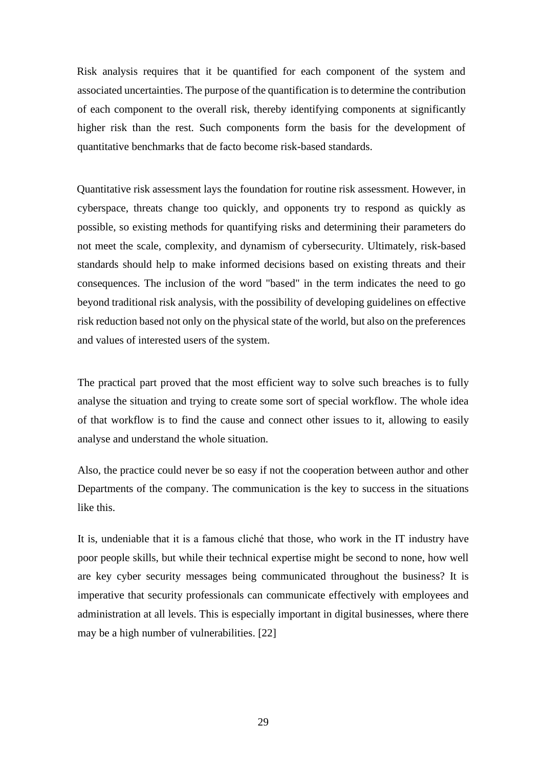Risk analysis requires that it be quantified for each component of the system and associated uncertainties. The purpose of the quantification is to determine the contribution of each component to the overall risk, thereby identifying components at significantly higher risk than the rest. Such components form the basis for the development of quantitative benchmarks that de facto become risk-based standards.

Quantitative risk assessment lays the foundation for routine risk assessment. However, in cyberspace, threats change too quickly, and opponents try to respond as quickly as possible, so existing methods for quantifying risks and determining their parameters do not meet the scale, complexity, and dynamism of cybersecurity. Ultimately, risk-based standards should help to make informed decisions based on existing threats and their consequences. The inclusion of the word "based" in the term indicates the need to go beyond traditional risk analysis, with the possibility of developing guidelines on effective risk reduction based not only on the physical state of the world, but also on the preferences and values of interested users of the system.

The practical part proved that the most efficient way to solve such breaches is to fully analyse the situation and trying to create some sort of special workflow. The whole idea of that workflow is to find the cause and connect other issues to it, allowing to easily analyse and understand the whole situation.

Also, the practice could never be so easy if not the cooperation between author and other Departments of the company. The communication is the key to success in the situations like this.

It is, undeniable that it is a famous cliché that those, who work in the IT industry have poor people skills, but while their technical expertise might be second to none, how well are key cyber security messages being communicated throughout the business? It is imperative that security professionals can communicate effectively with employees and administration at all levels. This is especially important in digital businesses, where there may be a high number of vulnerabilities. [22]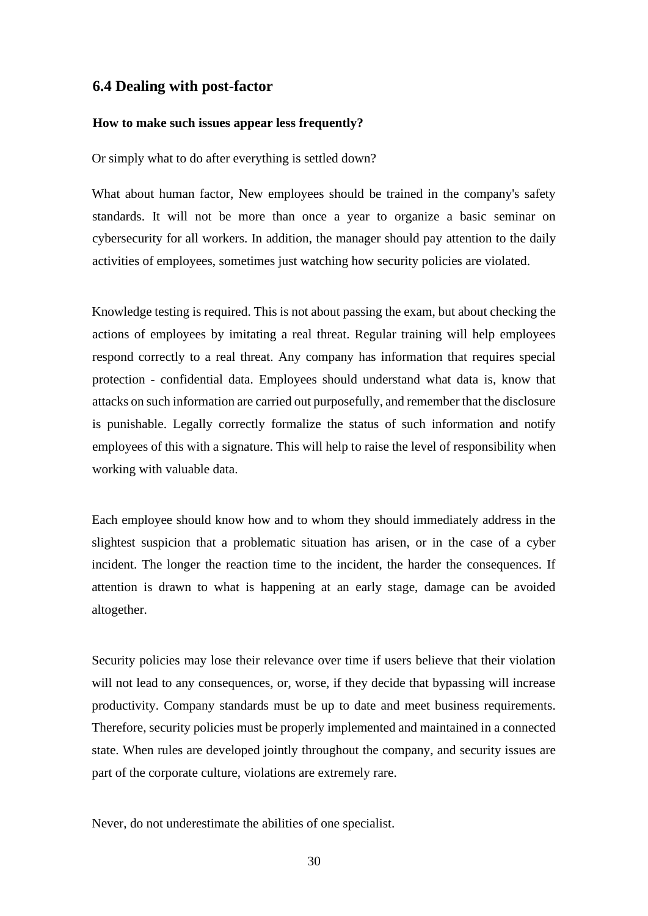## 6.4 Dealing with post-factor

**How to make such issues appear less frequently?**

Or simply what to do after everything is settled down?

What about human factor, New employees should be trained in the company's safety standards. It will not be more than once a year to organize a basic seminar on cybersecurity for all workers. In addition, the manager should pay attention to the daily activities of employees, sometimes just watching how security policies are violated.

Knowledge testing is required. This is not about passing the exam, but about checking the actions of employees by imitating a real threat. Regular training will help employees respond correctly to a real threat. Any company has information that requires special protection - confidential data. Employees should understand what data is, know that attacks on such information are carried out purposefully, and remember that the disclosure is punishable. Legally correctly formalize the status of such information and notify employees of this with a signature. This will help to raise the level of responsibility when working with valuable data.

Each employee should know how and to whom they should immediately address in the slightest suspicion that a problematic situation has arisen, or in the case of a cyber incident. The longer the reaction time to the incident, the harder the consequences. If attention is drawn to what is happening at an early stage, damage can be avoided altogether.

Security policies may lose their relevance over time if users believe that their violation will not lead to any consequences, or, worse, if they decide that bypassing will increase productivity. Company standards must be up to date and meet business requirements. Therefore, security policies must be properly implemented and maintained in a connected state. When rules are developed jointly throughout the company, and security issues are part of the corporate culture, violations are extremely rare.

Never, do not underestimate the abilities of one specialist.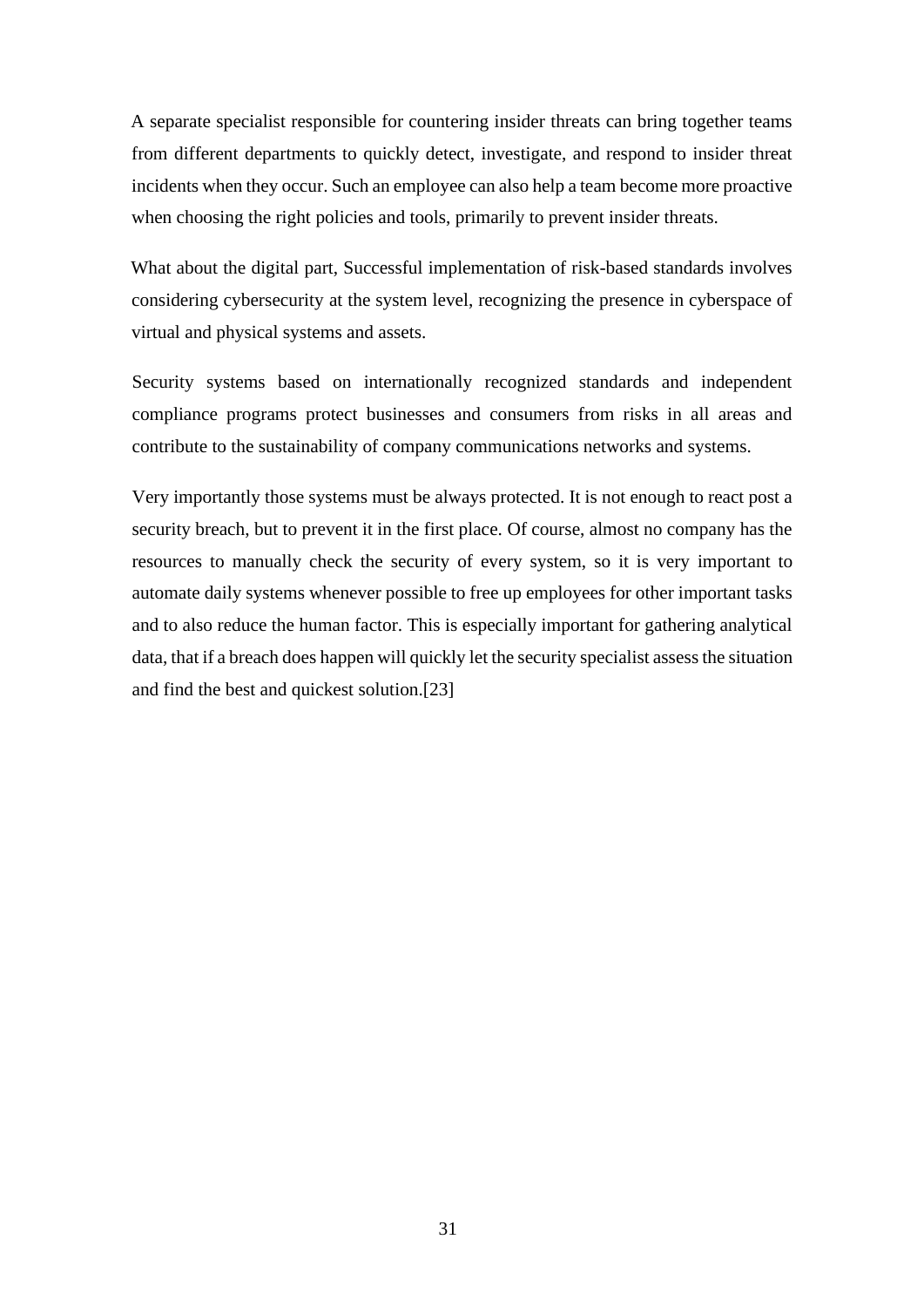A separate specialist responsible for countering insider threats can bring together teams from different departments to quickly detect, investigate, and respond to insider threat incidents when they occur. Such an employee can also help a team become more proactive when choosing the right policies and tools, primarily to prevent insider threats.

What about the digital part, Successful implementation of risk-based standards involves considering cybersecurity at the system level, recognizing the presence in cyberspace of virtual and physical systems and assets.

Security systems based on internationally recognized standards and independent compliance programs protect businesses and consumers from risks in all areas and contribute to the sustainability of company communications networks and systems.

Very importantly those systems must be always protected. It is not enough to react post a security breach, but to prevent it in the first place. Of course, almost no company has the resources to manually check the security of every system, so it is very important to automate daily systems whenever possible to free up employees for other important tasks and to also reduce the human factor. This is especially important for gathering analytical data, that if a breach does happen will quickly let the security specialist assess the situation and find the best and quickest solution.[23]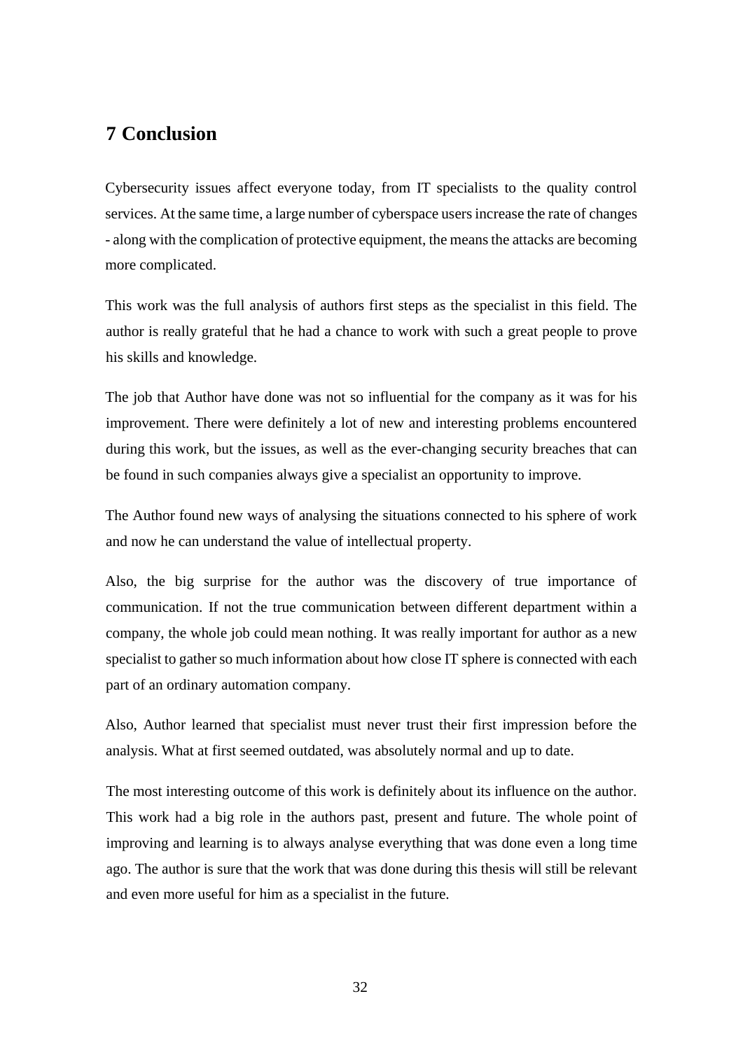# 7 Conclusion

Cybersecurity issues affect everyone today, from IT specialists to the quality control services. At the same time, a large number of cyberspace users increase the rate of changes - along with the complication of protective equipment, the means the attacks are becoming more complicated.

This work was the full analysis of authors first steps as the specialist in this field. The author is really grateful that he had a chance to work with such a great people to prove his skills and knowledge.

The job that Author have done was not so influential for the company as it was for his improvement. There were definitely a lot of new and interesting problems encountered during this work, but the issues, as well as the ever-changing security breaches that can be found in such companies always give a specialist an opportunity to improve.

The Author found new ways of analysing the situations connected to his sphere of work and now he can understand the value of intellectual property.

Also, the big surprise for the author was the discovery of true importance of communication. If not the true communication between different department within a company, the whole job could mean nothing. It was really important for author as a new specialist to gather so much information about how close IT sphere is connected with each part of an ordinary automation company.

Also, Author learned that specialist must never trust their first impression before the analysis. What at first seemed outdated, was absolutely normal and up to date.

The most interesting outcome of this work is definitely about its influence on the author. This work had a big role in the authors past, present and future. The whole point of improving and learning is to always analyse everything that was done even a long time ago. The author is sure that the work that was done during this thesis will still be relevant and even more useful for him as a specialist in the future.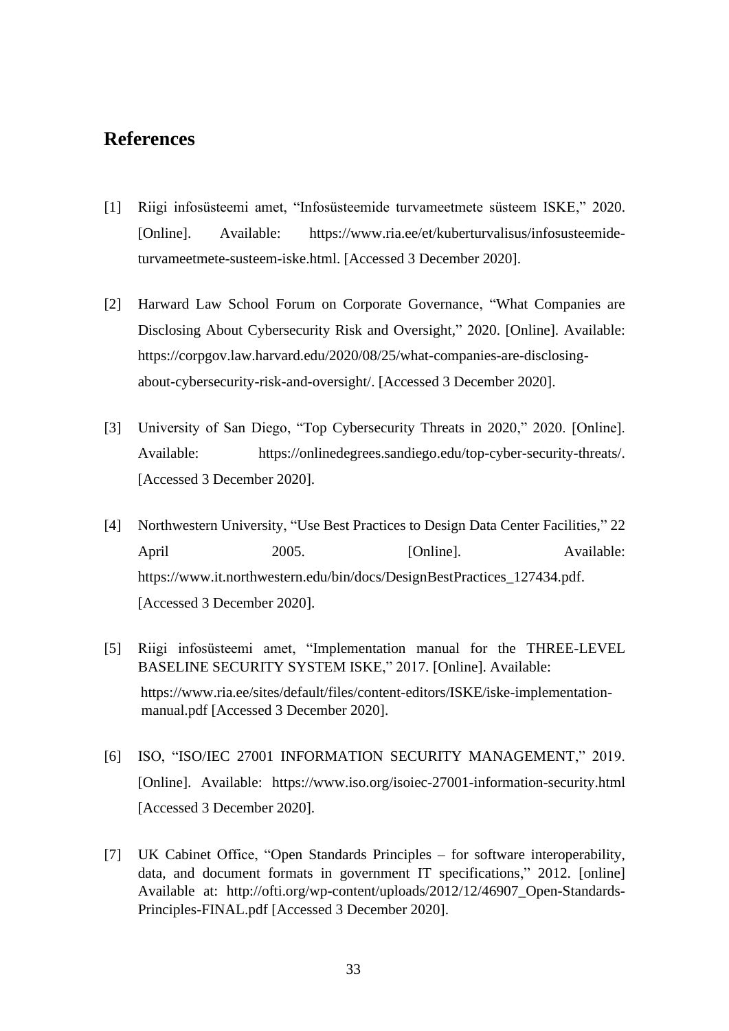# References

[1] Riigi infosüsteemi amet, "Infosüsteemide turvameetmete süsteem ISKE," 2020. [Online]. Available: https://www.ria.ee/et/kuberturvalisus/infosusteemide-turvameetmete-susteem-iske.html. [Accessed 3 December 2020].

[2] Harward Law School Forum on Corporate Governance, "What Companies are Disclosing About Cybersecurity Risk and Oversight," 2020. [Online]. Available: https://corpgov.law.harvard.edu/2020/08/25/what-companies-are-disclosing-about-cybersecurity-risk-and-oversight/. [Accessed 3 December 2020].

[3] University of San Diego, "Top Cybersecurity Threats in 2020," 2020. [Online]. Available: https://onlinedegrees.sandiego.edu/top-cyber-security-threats/. [Accessed 3 December 2020].

[4] Northwestern University, "Use Best Practices to Design Data Center Facilities," 22 April 2005. [Online]. Available: https://www.it.northwestern.edu/bin/docs/DesignBestPractices_127434.pdf. [Accessed 3 December 2020].

[5] Riigi infosüsteemi amet, "Implementation manual for the THREE-LEVEL BASELINE SECURITY SYSTEM ISKE," 2017. [Online]. Available: https://www.ria.ee/sites/default/files/content-editors/ISKE/iske-implementation-manual.pdf [Accessed 3 December 2020].

[6] ISO, "ISO/IEC 27001 INFORMATION SECURITY MANAGEMENT," 2019. [Online]. Available: https://www.iso.org/isoiec-27001-information-security.html [Accessed 3 December 2020].

[7] UK Cabinet Office, "Open Standards Principles – for software interoperability, data, and document formats in government IT specifications," 2012. [online] Available at: http://ofti.org/wp-content/uploads/2012/12/46907_Open-Standards-Principles-FINAL.pdf [Accessed 3 December 2020].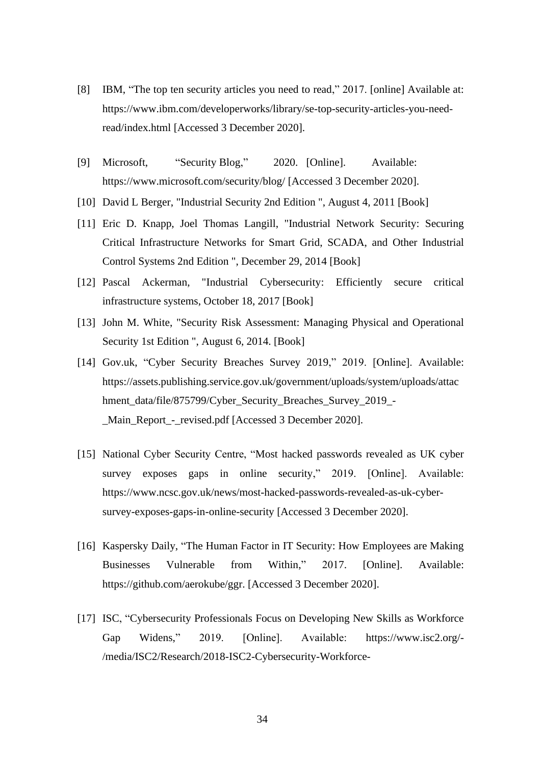[8] IBM, "The top ten security articles you need to read," 2017. [online] Available at: https://www.ibm.com/developerworks/library/se-top-security-articles-you-need-read/index.html [Accessed 3 December 2020].

[9] Microsoft, "Security Blog," 2020. [Online]. Available: https://www.microsoft.com/security/blog/ [Accessed 3 December 2020].

[10] David L Berger, "Industrial Security 2nd Edition ", August 4, 2011 [Book]

[11] Eric D. Knapp, Joel Thomas Langill, "Industrial Network Security: Securing Critical Infrastructure Networks for Smart Grid, SCADA, and Other Industrial Control Systems 2nd Edition ", December 29, 2014 [Book]

[12] Pascal Ackerman, "Industrial Cybersecurity: Efficiently secure critical infrastructure systems, October 18, 2017 [Book]

[13] John M. White, "Security Risk Assessment: Managing Physical and Operational Security 1st Edition ", August 6, 2014. [Book]

[14] Gov.uk, "Cyber Security Breaches Survey 2019," 2019. [Online]. Available: https://assets.publishing.service.gov.uk/government/uploads/system/uploads/attachment_data/file/875799/Cyber_Security_Breaches_Survey_2019_-_Main_Report_-_revised.pdf [Accessed 3 December 2020].

[15] National Cyber Security Centre, "Most hacked passwords revealed as UK cyber survey exposes gaps in online security," 2019. [Online]. Available: https://www.ncsc.gov.uk/news/most-hacked-passwords-revealed-as-uk-cyber-survey-exposes-gaps-in-online-security [Accessed 3 December 2020].

[16] Kaspersky Daily, "The Human Factor in IT Security: How Employees are Making Businesses Vulnerable from Within," 2017. [Online]. Available: https://github.com/aerokube/ggr. [Accessed 3 December 2020].

[17] ISC, "Cybersecurity Professionals Focus on Developing New Skills as Workforce Gap Widens," 2019. [Online]. Available: https://www.isc2.org/-/media/ISC2/Research/2018-ISC2-Cybersecurity-Workforce-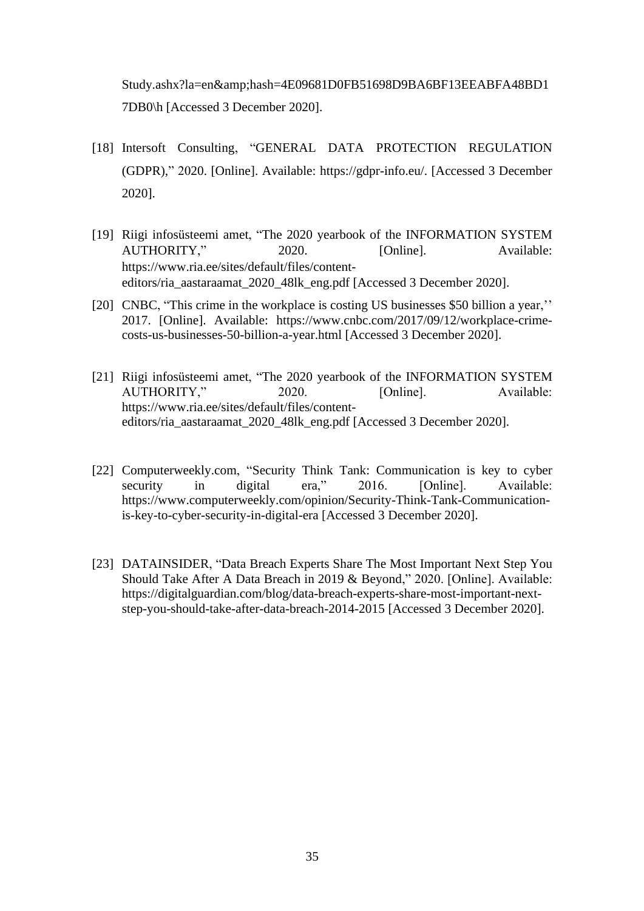Study.ashx?la=en&amp;hash=4E09681D0FB51698D9BA6BF13EEABFA48BD17DB0\h [Accessed 3 December 2020].

[18] Intersoft Consulting, "GENERAL DATA PROTECTION REGULATION (GDPR)," 2020. [Online]. Available: https://gdpr-info.eu/. [Accessed 3 December 2020].

[19] Riigi infosüsteemi amet, "The 2020 yearbook of the INFORMATION SYSTEM AUTHORITY," 2020. [Online]. Available: https://www.ria.ee/sites/default/files/content-editors/ria_aastaraamat_2020_48lk_eng.pdf [Accessed 3 December 2020].

[20] CNBC, "This crime in the workplace is costing US businesses $50 billion a year,'' 2017. [Online]. Available: https://www.cnbc.com/2017/09/12/workplace-crime-costs-us-businesses-50-billion-a-year.html [Accessed 3 December 2020].

[21] Riigi infosüsteemi amet, "The 2020 yearbook of the INFORMATION SYSTEM AUTHORITY," 2020. [Online]. Available: https://www.ria.ee/sites/default/files/content-editors/ria_aastaraamat_2020_48lk_eng.pdf [Accessed 3 December 2020].

[22] Computerweekly.com, "Security Think Tank: Communication is key to cyber security in digital era," 2016. [Online]. Available: https://www.computerweekly.com/opinion/Security-Think-Tank-Communication-is-key-to-cyber-security-in-digital-era [Accessed 3 December 2020].

[23] DATAINSIDER, "Data Breach Experts Share The Most Important Next Step You Should Take After A Data Breach in 2019 & Beyond," 2020. [Online]. Available: https://digitalguardian.com/blog/data-breach-experts-share-most-important-next-step-you-should-take-after-data-breach-2014-2015 [Accessed 3 December 2020].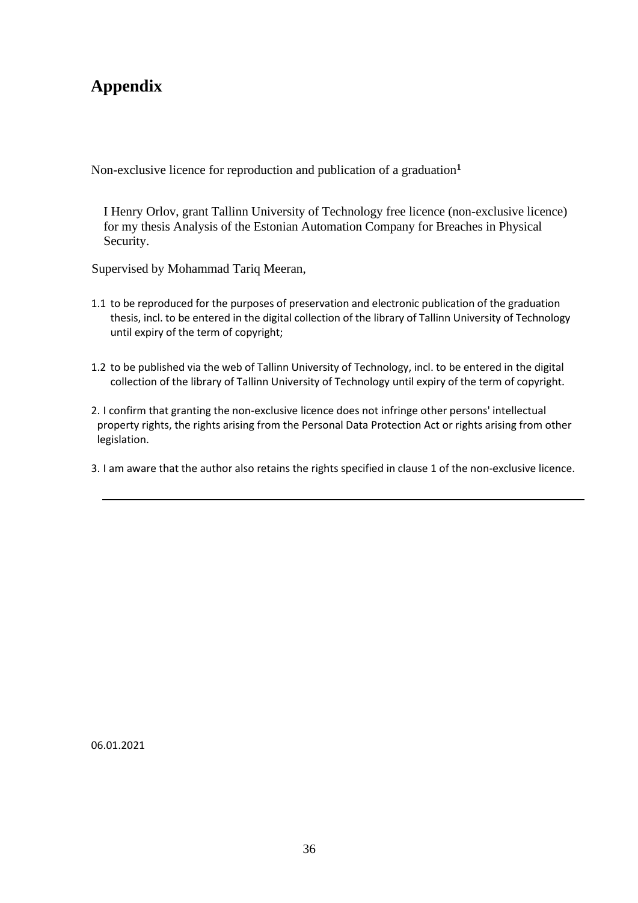# Appendix

Non-exclusive licence for reproduction and publication of a graduation[1]

I Henry Orlov, grant Tallinn University of Technology free licence (non-exclusive licence) for my thesis Analysis of the Estonian Automation Company for Breaches in Physical Security.

Supervised by Mohammad Tariq Meeran,

1.1 to be reproduced for the purposes of preservation and electronic publication of the graduation thesis, incl. to be entered in the digital collection of the library of Tallinn University of Technology until expiry of the term of copyright;

1.2 to be published via the web of Tallinn University of Technology, incl. to be entered in the digital collection of the library of Tallinn University of Technology until expiry of the term of copyright.

2. I confirm that granting the non-exclusive licence does not infringe other persons' intellectual property rights, the rights arising from the Personal Data Protection Act or rights arising from other legislation.

3. I am aware that the author also retains the rights specified in clause 1 of the non-exclusive licence.

---

06.01.2021